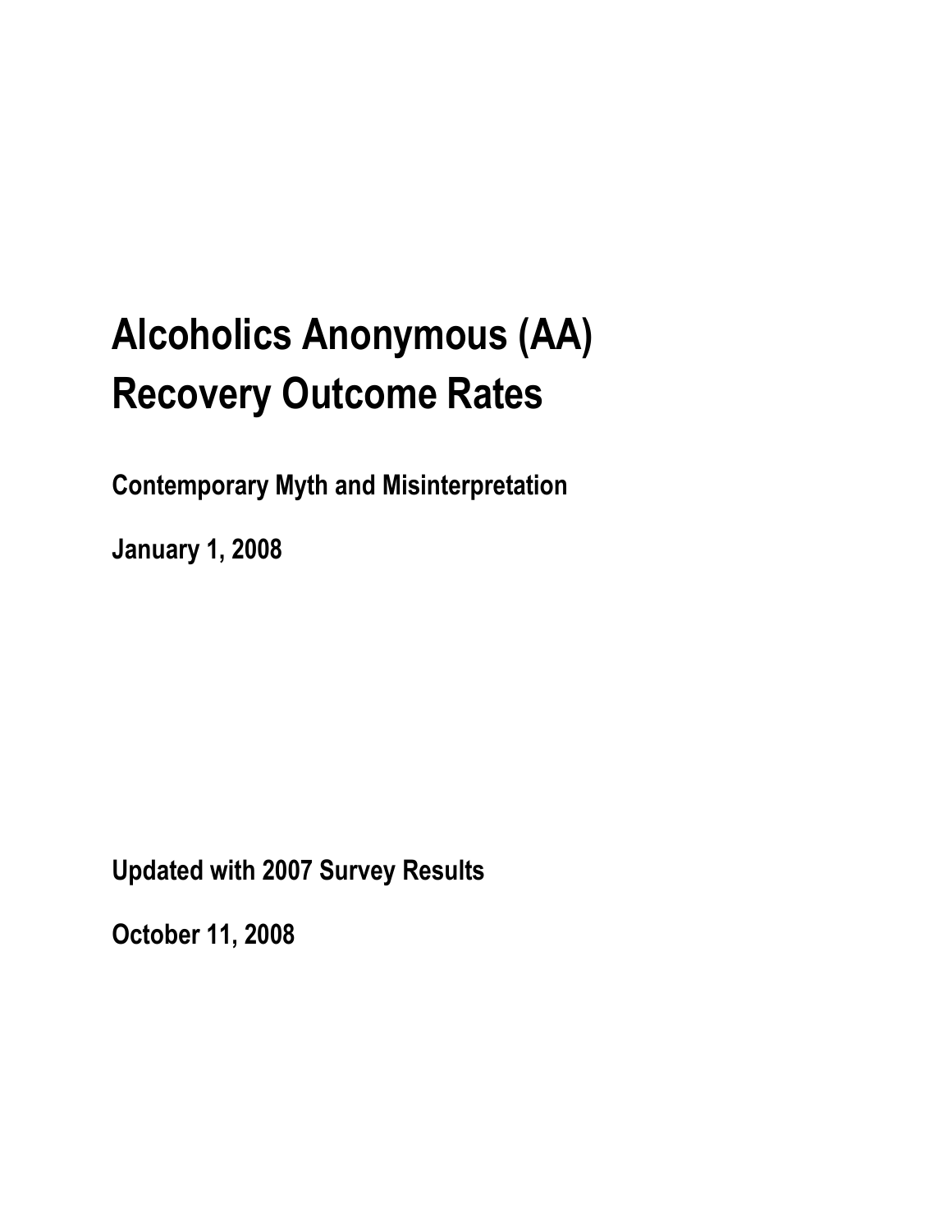# Alcoholics Anonymous (AA) Recovery Outcome Rates

**Contemporary Myth and Misinterpretation**

**January 1, 2008**

**Updated with 2007 Survey Results**

**October 11, 2008**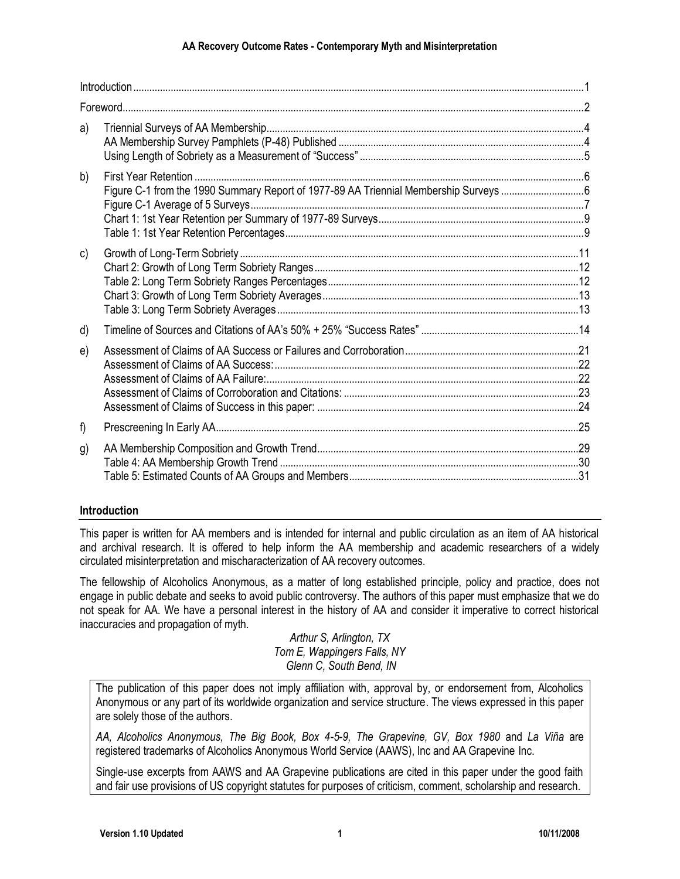| | | |
|---|---|---|
| Introduction | | 1 |
| Foreword | | 2 |
| a) | Triennial Surveys of AA Membership | 4 |
| | AA Membership Survey Pamphlets (P-48) Published | 4 |
| | Using Length of Sobriety as a Measurement of "Success" | 5 |
| b) | First Year Retention | 6 |
| | Figure C-1 from the 1990 Summary Report of 1977-89 AA Triennial Membership Surveys | 6 |
| | Figure C-1 Average of 5 Surveys | 7 |
| | Chart 1: 1st Year Retention per Summary of 1977-89 Surveys | 9 |
| | Table 1: 1st Year Retention Percentages | 9 |
| c) | Growth of Long-Term Sobriety | 11 |
| | Chart 2: Growth of Long Term Sobriety Ranges | 12 |
| | Table 2: Long Term Sobriety Ranges Percentages | 12 |
| | Chart 3: Growth of Long Term Sobriety Averages | 13 |
| | Table 3: Long Term Sobriety Averages | 13 |
| d) | Timeline of Sources and Citations of AA's 50% + 25% "Success Rates" | 14 |
| e) | Assessment of Claims of AA Success or Failures and Corroboration | 21 |
| | Assessment of Claims of AA Success: | 22 |
| | Assessment of Claims of AA Failure: | 22 |
| | Assessment of Claims of Corroboration and Citations: | 23 |
| | Assessment of Claims of Success in this paper: | 24 |
| f) | Prescreening In Early AA | 25 |
| g) | AA Membership Composition and Growth Trend | 29 |
| | Table 4: AA Membership Growth Trend | 30 |
| | Table 5: Estimated Counts of AA Groups and Members | 31 |

## Introduction

This paper is written for AA members and is intended for internal and public circulation as an item of AA historical and archival research. It is offered to help inform the AA membership and academic researchers of a widely circulated misinterpretation and mischaracterization of AA recovery outcomes.

The fellowship of Alcoholics Anonymous, as a matter of long established principle, policy and practice, does not engage in public debate and seeks to avoid public controversy. The authors of this paper must emphasize that we do not speak for AA. We have a personal interest in the history of AA and consider it imperative to correct historical inaccuracies and propagation of myth.

*Arthur S, Arlington, TX*
*Tom E, Wappingers Falls, NY*
*Glenn C, South Bend, IN*

The publication of this paper does not imply affiliation with, approval by, or endorsement from, Alcoholics Anonymous or any part of its worldwide organization and service structure. The views expressed in this paper are solely those of the authors.

*AA, Alcoholics Anonymous, The Big Book, Box 4-5-9, The Grapevine, GV, Box 1980* and *La Viña* are registered trademarks of Alcoholics Anonymous World Service (AAWS), Inc and AA Grapevine Inc.

Single-use excerpts from AAWS and AA Grapevine publications are cited in this paper under the good faith and fair use provisions of US copyright statutes for purposes of criticism, comment, scholarship and research.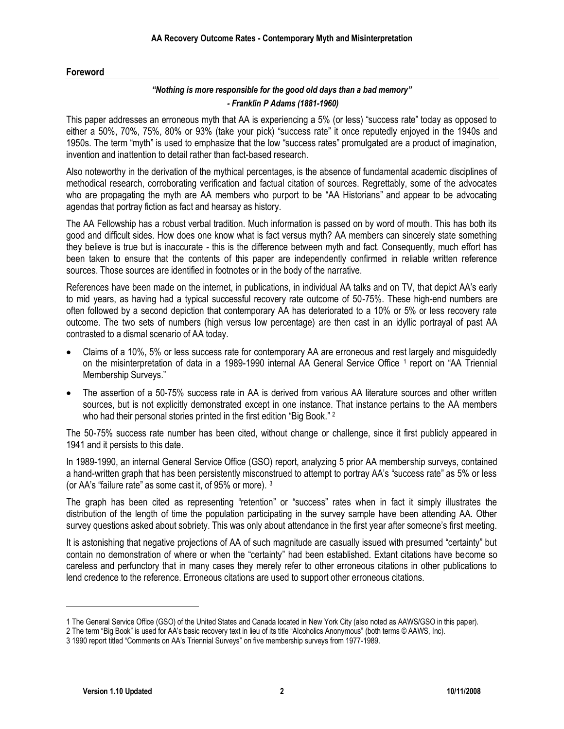## Foreword

***"Nothing is more responsible for the good old days than a bad memory"***
***- Franklin P Adams (1881-1960)***

This paper addresses an erroneous myth that AA is experiencing a 5% (or less) "success rate" today as opposed to either a 50%, 70%, 75%, 80% or 93% (take your pick) "success rate" it once reputedly enjoyed in the 1940s and 1950s. The term "myth" is used to emphasize that the low "success rates" promulgated are a product of imagination, invention and inattention to detail rather than fact-based research.

Also noteworthy in the derivation of the mythical percentages, is the absence of fundamental academic disciplines of methodical research, corroborating verification and factual citation of sources. Regrettably, some of the advocates who are propagating the myth are AA members who purport to be "AA Historians" and appear to be advocating agendas that portray fiction as fact and hearsay as history.

The AA Fellowship has a robust verbal tradition. Much information is passed on by word of mouth. This has both its good and difficult sides. How does one know what is fact versus myth? AA members can sincerely state something they believe is true but is inaccurate - this is the difference between myth and fact. Consequently, much effort has been taken to ensure that the contents of this paper are independently confirmed in reliable written reference sources. Those sources are identified in footnotes or in the body of the narrative.

References have been made on the internet, in publications, in individual AA talks and on TV, that depict AA's early to mid years, as having had a typical successful recovery rate outcome of 50-75%. These high-end numbers are often followed by a second depiction that contemporary AA has deteriorated to a 10% or 5% or less recovery rate outcome. The two sets of numbers (high versus low percentage) are then cast in an idyllic portrayal of past AA contrasted to a dismal scenario of AA today.

- Claims of a 10%, 5% or less success rate for contemporary AA are erroneous and rest largely and misguidedly on the misinterpretation of data in a 1989-1990 internal AA General Service Office [1] report on "AA Triennial Membership Surveys."
- The assertion of a 50-75% success rate in AA is derived from various AA literature sources and other written sources, but is not explicitly demonstrated except in one instance. That instance pertains to the AA members who had their personal stories printed in the first edition "Big Book." [2]

The 50-75% success rate number has been cited, without change or challenge, since it first publicly appeared in 1941 and it persists to this date.

In 1989-1990, an internal General Service Office (GSO) report, analyzing 5 prior AA membership surveys, contained a hand-written graph that has been persistently misconstrued to attempt to portray AA's "success rate" as 5% or less (or AA's "failure rate" as some cast it, of 95% or more). [3]

The graph has been cited as representing "retention" or "success" rates when in fact it simply illustrates the distribution of the length of time the population participating in the survey sample have been attending AA. Other survey questions asked about sobriety. This was only about attendance in the first year after someone's first meeting.

It is astonishing that negative projections of AA of such magnitude are casually issued with presumed "certainty" but contain no demonstration of where or when the "certainty" had been established. Extant citations have become so careless and perfunctory that in many cases they merely refer to other erroneous citations in other publications to lend credence to the reference. Erroneous citations are used to support other erroneous citations.

---

1 The General Service Office (GSO) of the United States and Canada located in New York City (also noted as AAWS/GSO in this paper).

2 The term "Big Book" is used for AA's basic recovery text in lieu of its title "Alcoholics Anonymous" (both terms © AAWS, Inc).

3 1990 report titled "Comments on AA's Triennial Surveys" on five membership surveys from 1977-1989.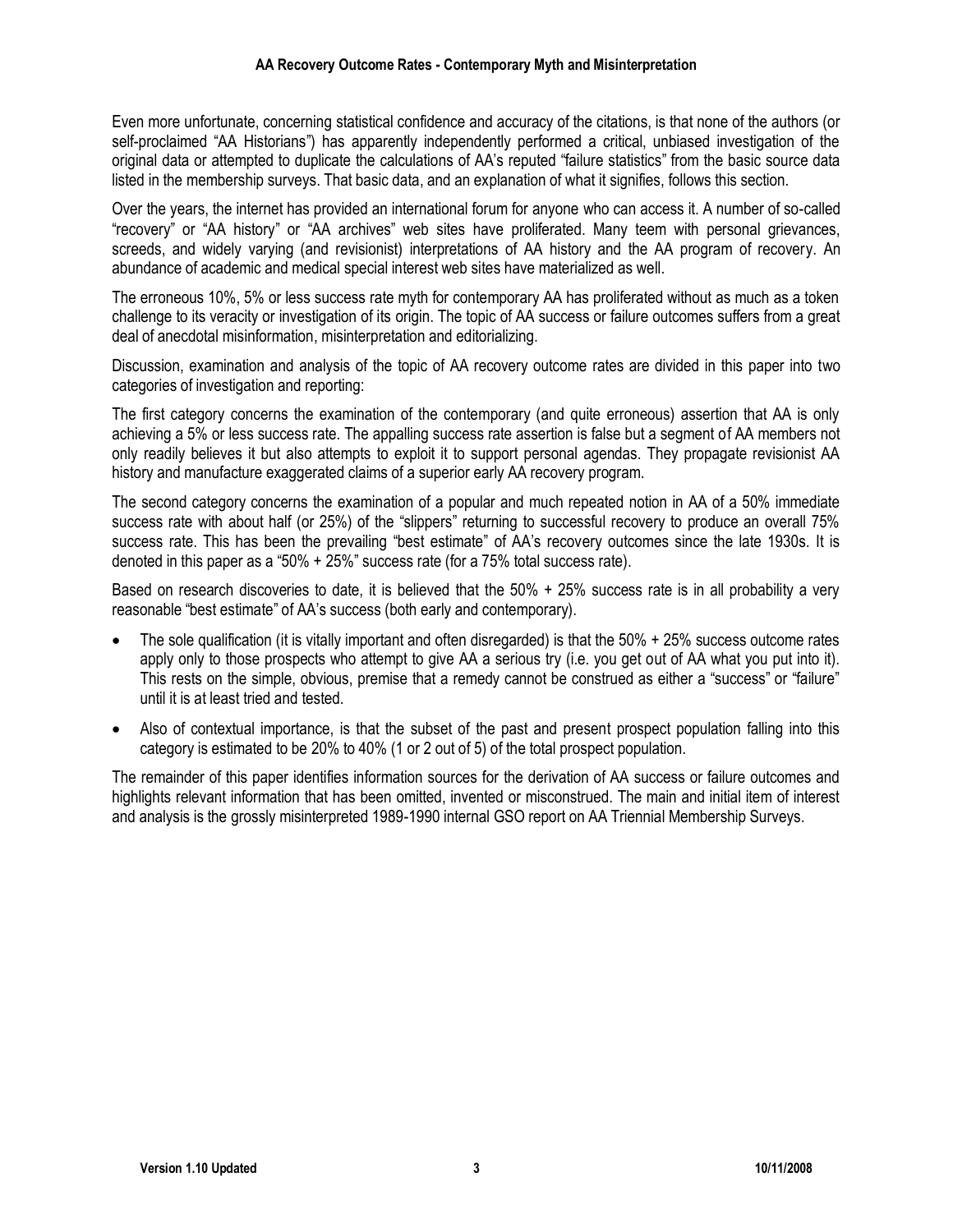Even more unfortunate, concerning statistical confidence and accuracy of the citations, is that none of the authors (or self-proclaimed "AA Historians") has apparently independently performed a critical, unbiased investigation of the original data or attempted to duplicate the calculations of AA's reputed "failure statistics" from the basic source data listed in the membership surveys. That basic data, and an explanation of what it signifies, follows this section.

Over the years, the internet has provided an international forum for anyone who can access it. A number of so-called "recovery" or "AA history" or "AA archives" web sites have proliferated. Many teem with personal grievances, screeds, and widely varying (and revisionist) interpretations of AA history and the AA program of recovery. An abundance of academic and medical special interest web sites have materialized as well.

The erroneous 10%, 5% or less success rate myth for contemporary AA has proliferated without as much as a token challenge to its veracity or investigation of its origin. The topic of AA success or failure outcomes suffers from a great deal of anecdotal misinformation, misinterpretation and editorializing.

Discussion, examination and analysis of the topic of AA recovery outcome rates are divided in this paper into two categories of investigation and reporting:

The first category concerns the examination of the contemporary (and quite erroneous) assertion that AA is only achieving a 5% or less success rate. The appalling success rate assertion is false but a segment of AA members not only readily believes it but also attempts to exploit it to support personal agendas. They propagate revisionist AA history and manufacture exaggerated claims of a superior early AA recovery program.

The second category concerns the examination of a popular and much repeated notion in AA of a 50% immediate success rate with about half (or 25%) of the "slippers" returning to successful recovery to produce an overall 75% success rate. This has been the prevailing "best estimate" of AA's recovery outcomes since the late 1930s. It is denoted in this paper as a "50% + 25%" success rate (for a 75% total success rate).

Based on research discoveries to date, it is believed that the 50% + 25% success rate is in all probability a very reasonable "best estimate" of AA's success (both early and contemporary).

- The sole qualification (it is vitally important and often disregarded) is that the 50% + 25% success outcome rates apply only to those prospects who attempt to give AA a serious try (i.e. you get out of AA what you put into it). This rests on the simple, obvious, premise that a remedy cannot be construed as either a "success" or "failure" until it is at least tried and tested.
- Also of contextual importance, is that the subset of the past and present prospect population falling into this category is estimated to be 20% to 40% (1 or 2 out of 5) of the total prospect population.

The remainder of this paper identifies information sources for the derivation of AA success or failure outcomes and highlights relevant information that has been omitted, invented or misconstrued. The main and initial item of interest and analysis is the grossly misinterpreted 1989-1990 internal GSO report on AA Triennial Membership Surveys.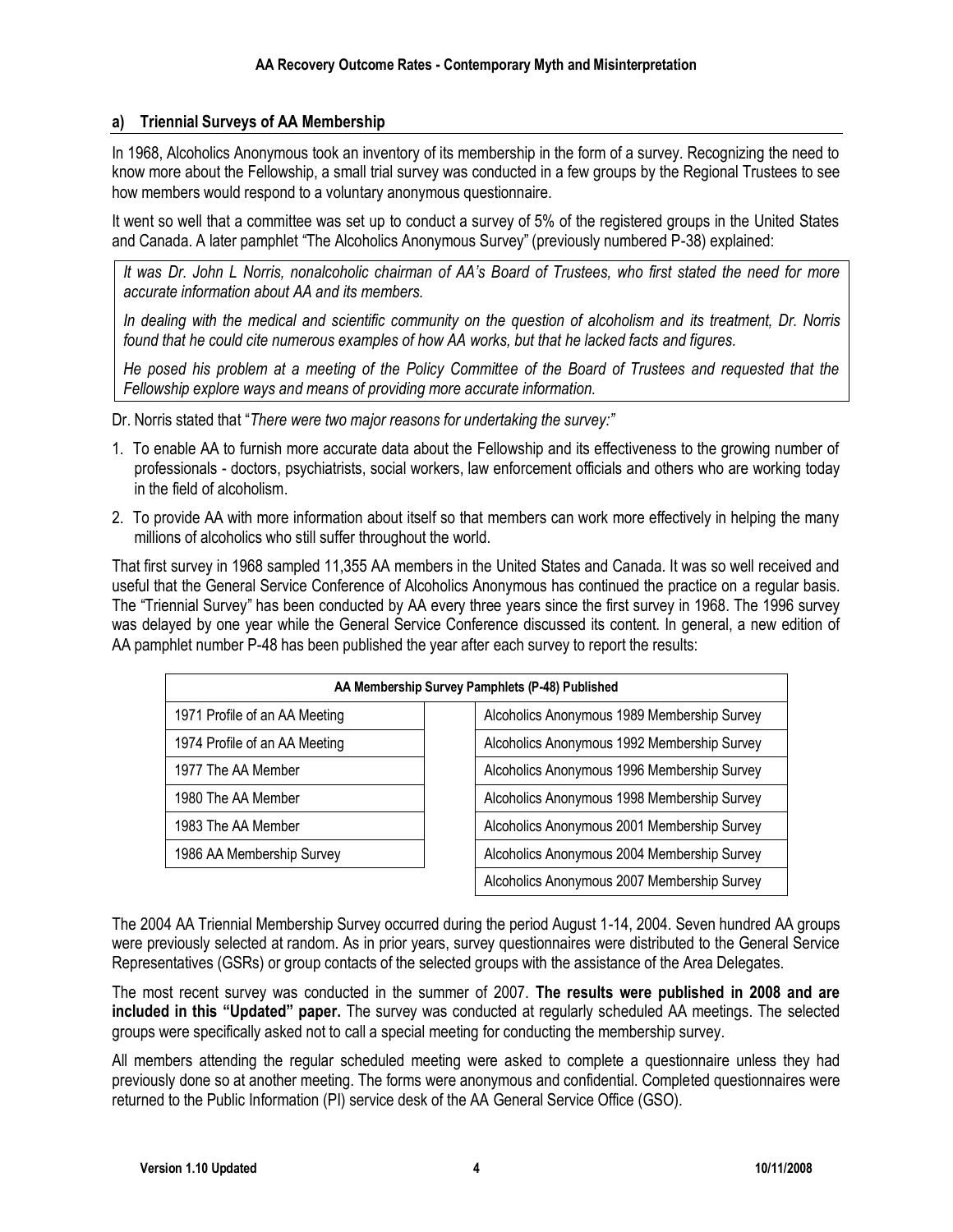### a) Triennial Surveys of AA Membership

In 1968, Alcoholics Anonymous took an inventory of its membership in the form of a survey. Recognizing the need to know more about the Fellowship, a small trial survey was conducted in a few groups by the Regional Trustees to see how members would respond to a voluntary anonymous questionnaire.

It went so well that a committee was set up to conduct a survey of 5% of the registered groups in the United States and Canada. A later pamphlet "The Alcoholics Anonymous Survey" (previously numbered P-38) explained:

> *It was Dr. John L Norris, nonalcoholic chairman of AA's Board of Trustees, who first stated the need for more accurate information about AA and its members.*
>
> *In dealing with the medical and scientific community on the question of alcoholism and its treatment, Dr. Norris found that he could cite numerous examples of how AA works, but that he lacked facts and figures.*
>
> *He posed his problem at a meeting of the Policy Committee of the Board of Trustees and requested that the Fellowship explore ways and means of providing more accurate information.*

Dr. Norris stated that "*There were two major reasons for undertaking the survey:*"

1. To enable AA to furnish more accurate data about the Fellowship and its effectiveness to the growing number of professionals - doctors, psychiatrists, social workers, law enforcement officials and others who are working today in the field of alcoholism.
2. To provide AA with more information about itself so that members can work more effectively in helping the many millions of alcoholics who still suffer throughout the world.

That first survey in 1968 sampled 11,355 AA members in the United States and Canada. It was so well received and useful that the General Service Conference of Alcoholics Anonymous has continued the practice on a regular basis. The "Triennial Survey" has been conducted by AA every three years since the first survey in 1968. The 1996 survey was delayed by one year while the General Service Conference discussed its content. In general, a new edition of AA pamphlet number P-48 has been published the year after each survey to report the results:

| AA Membership Survey Pamphlets (P-48) Published | |
|---|---|
| 1971 Profile of an AA Meeting | Alcoholics Anonymous 1989 Membership Survey |
| 1974 Profile of an AA Meeting | Alcoholics Anonymous 1992 Membership Survey |
| 1977 The AA Member | Alcoholics Anonymous 1996 Membership Survey |
| 1980 The AA Member | Alcoholics Anonymous 1998 Membership Survey |
| 1983 The AA Member | Alcoholics Anonymous 2001 Membership Survey |
| 1986 AA Membership Survey | Alcoholics Anonymous 2004 Membership Survey |
| | Alcoholics Anonymous 2007 Membership Survey |

The 2004 AA Triennial Membership Survey occurred during the period August 1-14, 2004. Seven hundred AA groups were previously selected at random. As in prior years, survey questionnaires were distributed to the General Service Representatives (GSRs) or group contacts of the selected groups with the assistance of the Area Delegates.

The most recent survey was conducted in the summer of 2007. **The results were published in 2008 and are included in this "Updated" paper.** The survey was conducted at regularly scheduled AA meetings. The selected groups were specifically asked not to call a special meeting for conducting the membership survey.

All members attending the regular scheduled meeting were asked to complete a questionnaire unless they had previously done so at another meeting. The forms were anonymous and confidential. Completed questionnaires were returned to the Public Information (PI) service desk of the AA General Service Office (GSO).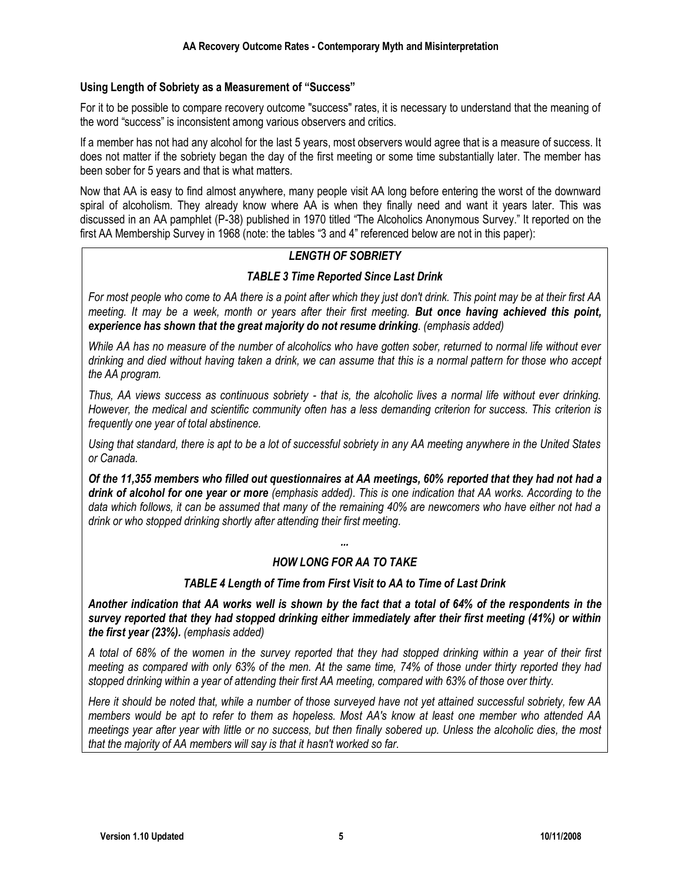### Using Length of Sobriety as a Measurement of "Success"

For it to be possible to compare recovery outcome "success" rates, it is necessary to understand that the meaning of the word "success" is inconsistent among various observers and critics.

If a member has not had any alcohol for the last 5 years, most observers would agree that is a measure of success. It does not matter if the sobriety began the day of the first meeting or some time substantially later. The member has been sober for 5 years and that is what matters.

Now that AA is easy to find almost anywhere, many people visit AA long before entering the worst of the downward spiral of alcoholism. They already know where AA is when they finally need and want it years later. This was discussed in an AA pamphlet (P-38) published in 1970 titled "The Alcoholics Anonymous Survey." It reported on the first AA Membership Survey in 1968 (note: the tables "3 and 4" referenced below are not in this paper):

> ***LENGTH OF SOBRIETY***
>
> ***TABLE 3 Time Reported Since Last Drink***
>
> *For most people who come to AA there is a point after which they just don't drink. This point may be at their first AA meeting. It may be a week, month or years after their first meeting.* ***But once having achieved this point, experience has shown that the great majority do not resume drinking****. (emphasis added)*
>
> *While AA has no measure of the number of alcoholics who have gotten sober, returned to normal life without ever drinking and died without having taken a drink, we can assume that this is a normal pattern for those who accept the AA program.*
>
> *Thus, AA views success as continuous sobriety - that is, the alcoholic lives a normal life without ever drinking. However, the medical and scientific community often has a less demanding criterion for success. This criterion is frequently one year of total abstinence.*
>
> *Using that standard, there is apt to be a lot of successful sobriety in any AA meeting anywhere in the United States or Canada.*
>
> ***Of the 11,355 members who filled out questionnaires at AA meetings, 60% reported that they had not had a drink of alcohol for one year or more*** *(emphasis added). This is one indication that AA works. According to the data which follows, it can be assumed that many of the remaining 40% are newcomers who have either not had a drink or who stopped drinking shortly after attending their first meeting.*
>
> ***...***
>
> ***HOW LONG FOR AA TO TAKE***
>
> ***TABLE 4 Length of Time from First Visit to AA to Time of Last Drink***
>
> ***Another indication that AA works well is shown by the fact that a total of 64% of the respondents in the survey reported that they had stopped drinking either immediately after their first meeting (41%) or within the first year (23%).*** *(emphasis added)*
>
> *A total of 68% of the women in the survey reported that they had stopped drinking within a year of their first meeting as compared with only 63% of the men. At the same time, 74% of those under thirty reported they had stopped drinking within a year of attending their first AA meeting, compared with 63% of those over thirty.*
>
> *Here it should be noted that, while a number of those surveyed have not yet attained successful sobriety, few AA members would be apt to refer to them as hopeless. Most AA's know at least one member who attended AA meetings year after year with little or no success, but then finally sobered up. Unless the alcoholic dies, the most that the majority of AA members will say is that it hasn't worked so far.*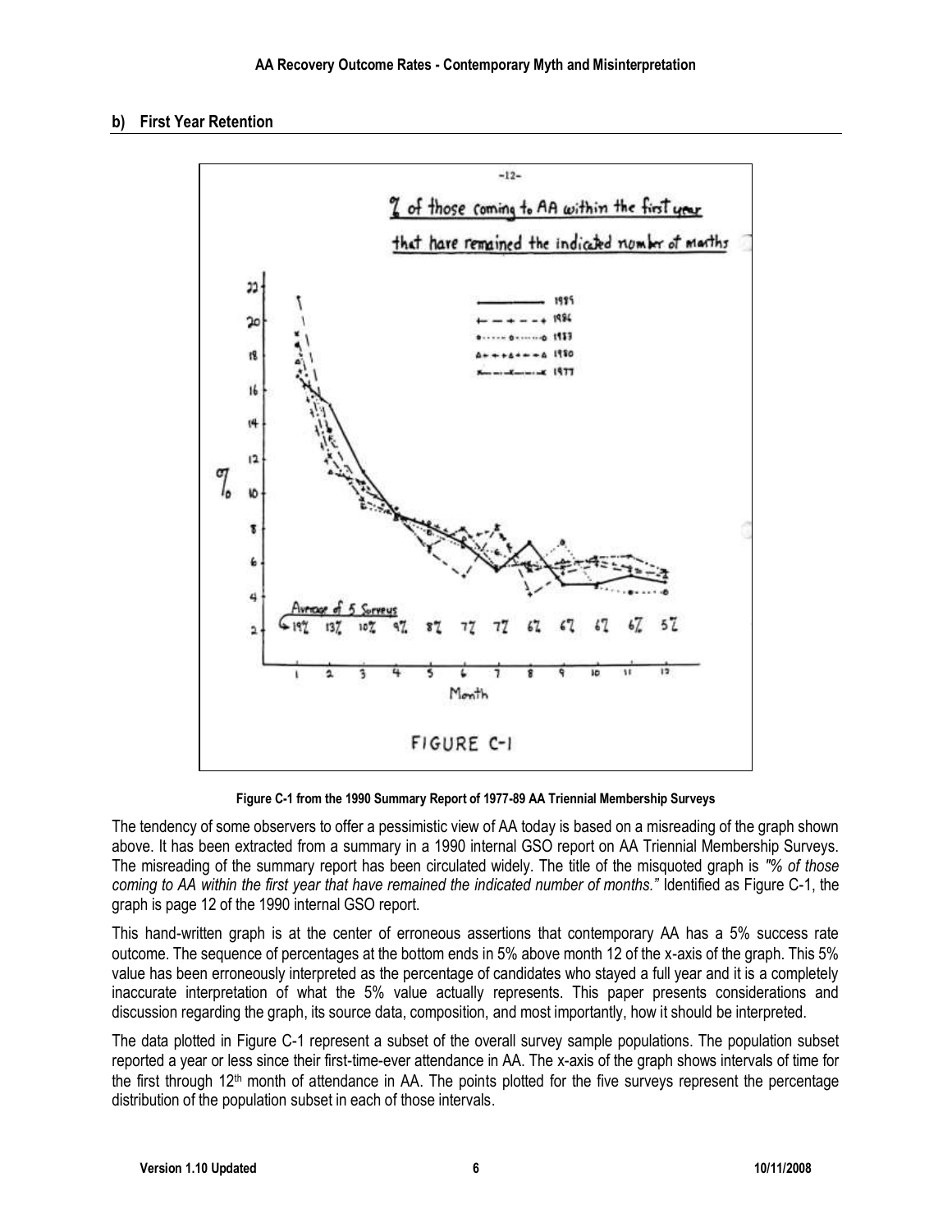## b) First Year Retention

**Figure C-1 from the 1990 Summary Report of 1977-89 AA Triennial Membership Surveys**

The tendency of some observers to offer a pessimistic view of AA today is based on a misreading of the graph shown above. It has been extracted from a summary in a 1990 internal GSO report on AA Triennial Membership Surveys. The misreading of the summary report has been circulated widely. The title of the misquoted graph is *"% of those coming to AA within the first year that have remained the indicated number of months."* Identified as Figure C-1, the graph is page 12 of the 1990 internal GSO report.

This hand-written graph is at the center of erroneous assertions that contemporary AA has a 5% success rate outcome. The sequence of percentages at the bottom ends in 5% above month 12 of the x-axis of the graph. This 5% value has been erroneously interpreted as the percentage of candidates who stayed a full year and it is a completely inaccurate interpretation of what the 5% value actually represents. This paper presents considerations and discussion regarding the graph, its source data, composition, and most importantly, how it should be interpreted.

The data plotted in Figure C-1 represent a subset of the overall survey sample populations. The population subset reported a year or less since their first-time-ever attendance in AA. The x-axis of the graph shows intervals of time for the first through 12th month of attendance in AA. The points plotted for the five surveys represent the percentage distribution of the population subset in each of those intervals.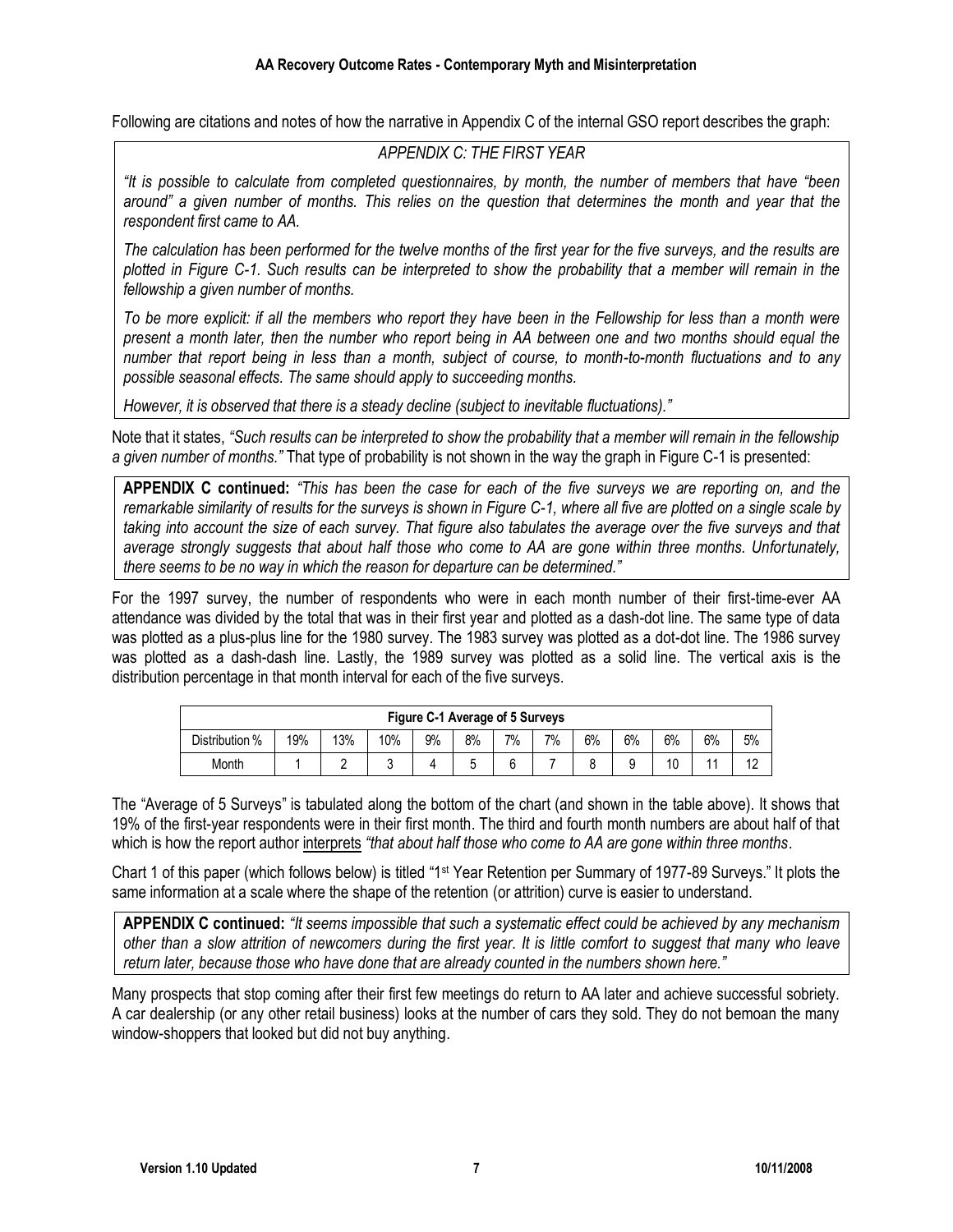Following are citations and notes of how the narrative in Appendix C of the internal GSO report describes the graph:

> *APPENDIX C: THE FIRST YEAR*
>
> *"It is possible to calculate from completed questionnaires, by month, the number of members that have "been around" a given number of months. This relies on the question that determines the month and year that the respondent first came to AA.*
>
> *The calculation has been performed for the twelve months of the first year for the five surveys, and the results are plotted in Figure C-1. Such results can be interpreted to show the probability that a member will remain in the fellowship a given number of months.*
>
> *To be more explicit: if all the members who report they have been in the Fellowship for less than a month were present a month later, then the number who report being in AA between one and two months should equal the number that report being in less than a month, subject of course, to month-to-month fluctuations and to any possible seasonal effects. The same should apply to succeeding months.*
>
> *However, it is observed that there is a steady decline (subject to inevitable fluctuations)."*

Note that it states, *"Such results can be interpreted to show the probability that a member will remain in the fellowship a given number of months."* That type of probability is not shown in the way the graph in Figure C-1 is presented:

> **APPENDIX C continued:** *"This has been the case for each of the five surveys we are reporting on, and the remarkable similarity of results for the surveys is shown in Figure C-1, where all five are plotted on a single scale by taking into account the size of each survey. That figure also tabulates the average over the five surveys and that average strongly suggests that about half those who come to AA are gone within three months. Unfortunately, there seems to be no way in which the reason for departure can be determined."*

For the 1997 survey, the number of respondents who were in each month number of their first-time-ever AA attendance was divided by the total that was in their first year and plotted as a dash-dot line. The same type of data was plotted as a plus-plus line for the 1980 survey. The 1983 survey was plotted as a dot-dot line. The 1986 survey was plotted as a dash-dash line. Lastly, the 1989 survey was plotted as a solid line. The vertical axis is the distribution percentage in that month interval for each of the five surveys.

| Figure C-1 Average of 5 Surveys | | | | | | | | | | | | |
|---|---|---|---|---|---|---|---|---|---|---|---|---|
| Distribution % | 19% | 13% | 10% | 9% | 8% | 7% | 7% | 6% | 6% | 6% | 6% | 5% |
| Month | 1 | 2 | 3 | 4 | 5 | 6 | 7 | 8 | 9 | 10 | 11 | 12 |

The "Average of 5 Surveys" is tabulated along the bottom of the chart (and shown in the table above). It shows that 19% of the first-year respondents were in their first month. The third and fourth month numbers are about half of that which is how the report author interprets *"that about half those who come to AA are gone within three months*.

Chart 1 of this paper (which follows below) is titled "1st Year Retention per Summary of 1977-89 Surveys." It plots the same information at a scale where the shape of the retention (or attrition) curve is easier to understand.

> **APPENDIX C continued:** *"It seems impossible that such a systematic effect could be achieved by any mechanism other than a slow attrition of newcomers during the first year. It is little comfort to suggest that many who leave return later, because those who have done that are already counted in the numbers shown here."*

Many prospects that stop coming after their first few meetings do return to AA later and achieve successful sobriety. A car dealership (or any other retail business) looks at the number of cars they sold. They do not bemoan the many window-shoppers that looked but did not buy anything.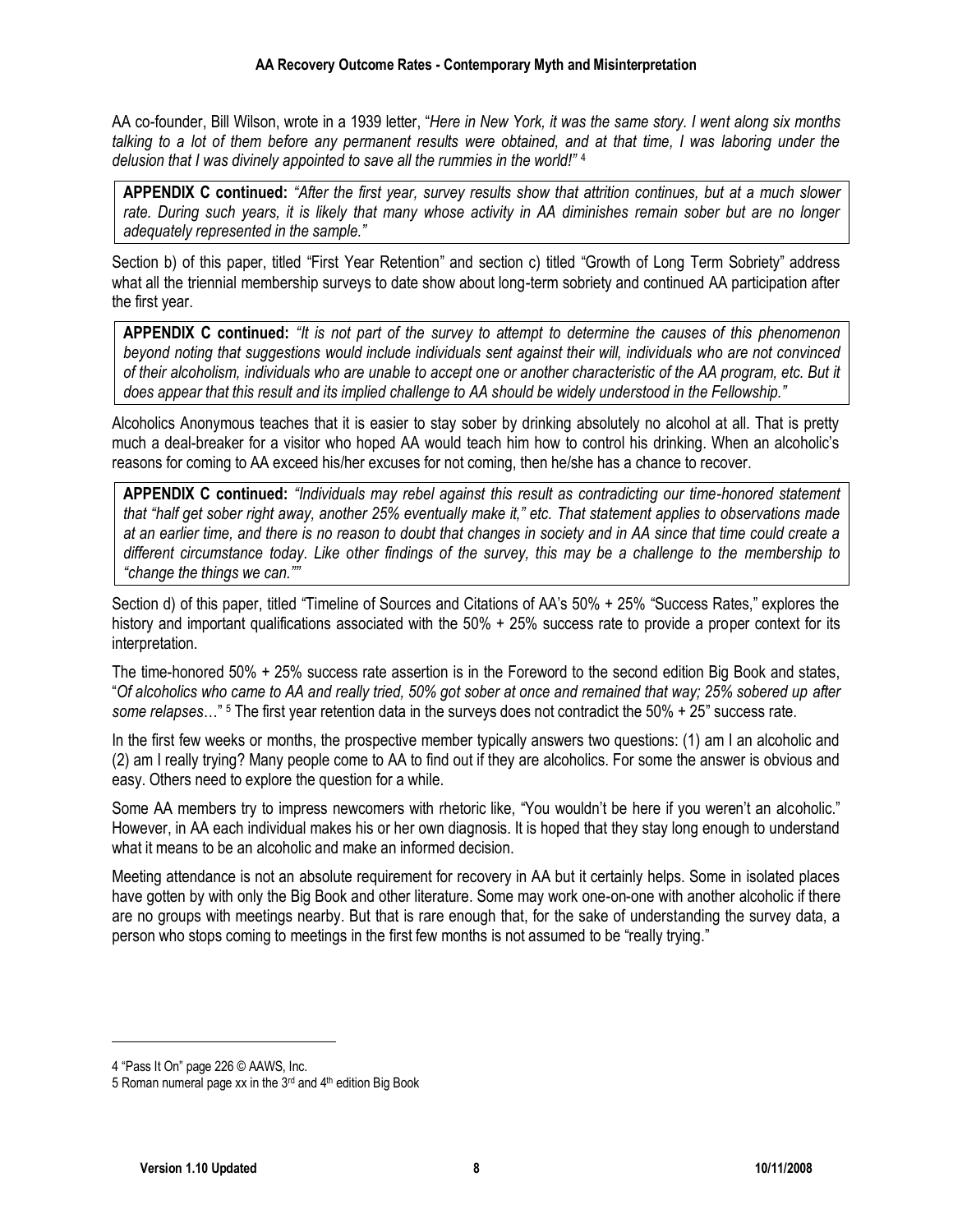AA co-founder, Bill Wilson, wrote in a 1939 letter, "*Here in New York, it was the same story. I went along six months talking to a lot of them before any permanent results were obtained, and at that time, I was laboring under the delusion that I was divinely appointed to save all the rummies in the world!"* [4]

> **APPENDIX C continued:** *"After the first year, survey results show that attrition continues, but at a much slower rate. During such years, it is likely that many whose activity in AA diminishes remain sober but are no longer adequately represented in the sample."*

Section b) of this paper, titled "First Year Retention" and section c) titled "Growth of Long Term Sobriety" address what all the triennial membership surveys to date show about long-term sobriety and continued AA participation after the first year.

> **APPENDIX C continued:** *"It is not part of the survey to attempt to determine the causes of this phenomenon beyond noting that suggestions would include individuals sent against their will, individuals who are not convinced of their alcoholism, individuals who are unable to accept one or another characteristic of the AA program, etc. But it does appear that this result and its implied challenge to AA should be widely understood in the Fellowship."*

Alcoholics Anonymous teaches that it is easier to stay sober by drinking absolutely no alcohol at all. That is pretty much a deal-breaker for a visitor who hoped AA would teach him how to control his drinking. When an alcoholic's reasons for coming to AA exceed his/her excuses for not coming, then he/she has a chance to recover.

> **APPENDIX C continued:** *"Individuals may rebel against this result as contradicting our time-honored statement that "half get sober right away, another 25% eventually make it," etc. That statement applies to observations made at an earlier time, and there is no reason to doubt that changes in society and in AA since that time could create a different circumstance today. Like other findings of the survey, this may be a challenge to the membership to "change the things we can.""*

Section d) of this paper, titled "Timeline of Sources and Citations of AA's 50% + 25% "Success Rates," explores the history and important qualifications associated with the 50% + 25% success rate to provide a proper context for its interpretation.

The time-honored 50% + 25% success rate assertion is in the Foreword to the second edition Big Book and states, "*Of alcoholics who came to AA and really tried, 50% got sober at once and remained that way; 25% sobered up after some relapses*…" [5] The first year retention data in the surveys does not contradict the 50% + 25" success rate.

In the first few weeks or months, the prospective member typically answers two questions: (1) am I an alcoholic and (2) am I really trying? Many people come to AA to find out if they are alcoholics. For some the answer is obvious and easy. Others need to explore the question for a while.

Some AA members try to impress newcomers with rhetoric like, "You wouldn't be here if you weren't an alcoholic." However, in AA each individual makes his or her own diagnosis. It is hoped that they stay long enough to understand what it means to be an alcoholic and make an informed decision.

Meeting attendance is not an absolute requirement for recovery in AA but it certainly helps. Some in isolated places have gotten by with only the Big Book and other literature. Some may work one-on-one with another alcoholic if there are no groups with meetings nearby. But that is rare enough that, for the sake of understanding the survey data, a person who stops coming to meetings in the first few months is not assumed to be "really trying."

---

4 "Pass It On" page 226 © AAWS, Inc.

5 Roman numeral page xx in the 3rd and 4th edition Big Book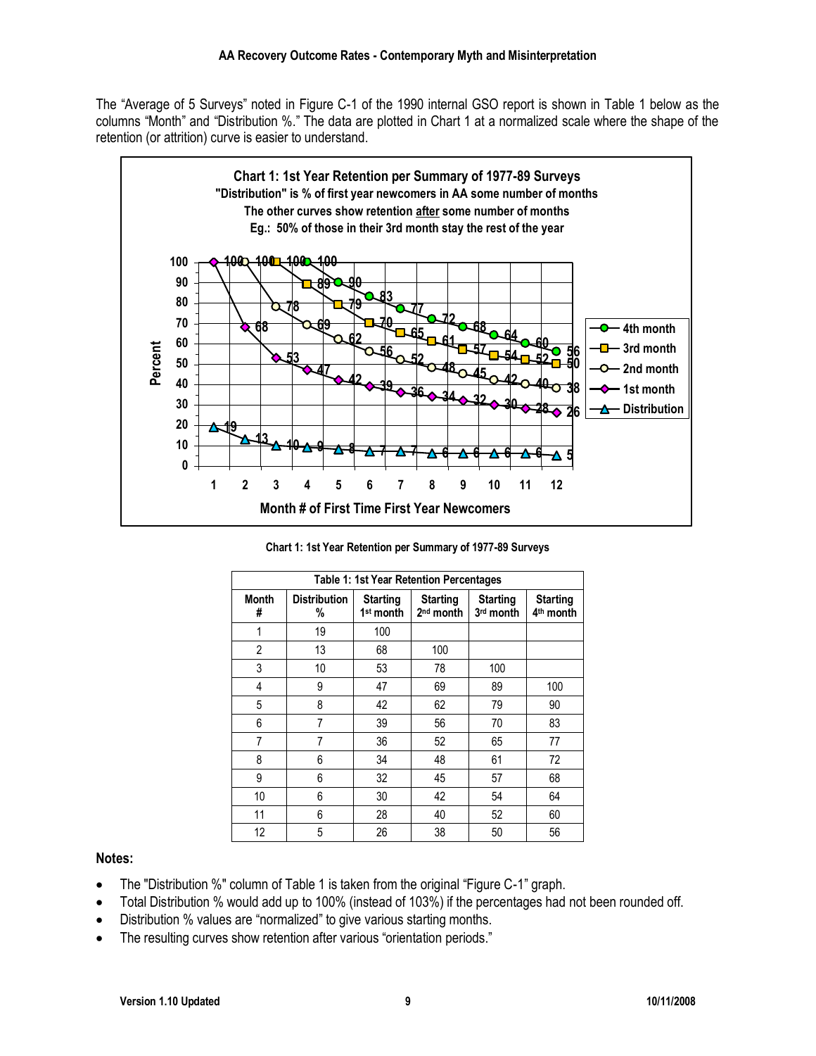The "Average of 5 Surveys" noted in Figure C-1 of the 1990 internal GSO report is shown in Table 1 below as the columns "Month" and "Distribution %." The data are plotted in Chart 1 at a normalized scale where the shape of the retention (or attrition) curve is easier to understand.

Chart 1: 1st Year Retention per Summary of 1977-89 Surveys

| Table 1: 1st Year Retention Percentages | | | | | |
|---|---|---|---|---|---|
| Month # | Distribution % | Starting 1st month | Starting 2nd month | Starting 3rd month | Starting 4th month |
| 1 | 19 | 100 | | | |
| 2 | 13 | 68 | 100 | | |
| 3 | 10 | 53 | 78 | 100 | |
| 4 | 9 | 47 | 69 | 89 | 100 |
| 5 | 8 | 42 | 62 | 79 | 90 |
| 6 | 7 | 39 | 56 | 70 | 83 |
| 7 | 7 | 36 | 52 | 65 | 77 |
| 8 | 6 | 34 | 48 | 61 | 72 |
| 9 | 6 | 32 | 45 | 57 | 68 |
| 10 | 6 | 30 | 42 | 54 | 64 |
| 11 | 6 | 28 | 40 | 52 | 60 |
| 12 | 5 | 26 | 38 | 50 | 56 |

**Notes:**

- The "Distribution %" column of Table 1 is taken from the original "Figure C-1" graph.
- Total Distribution % would add up to 100% (instead of 103%) if the percentages had not been rounded off.
- Distribution % values are "normalized" to give various starting months.
- The resulting curves show retention after various "orientation periods."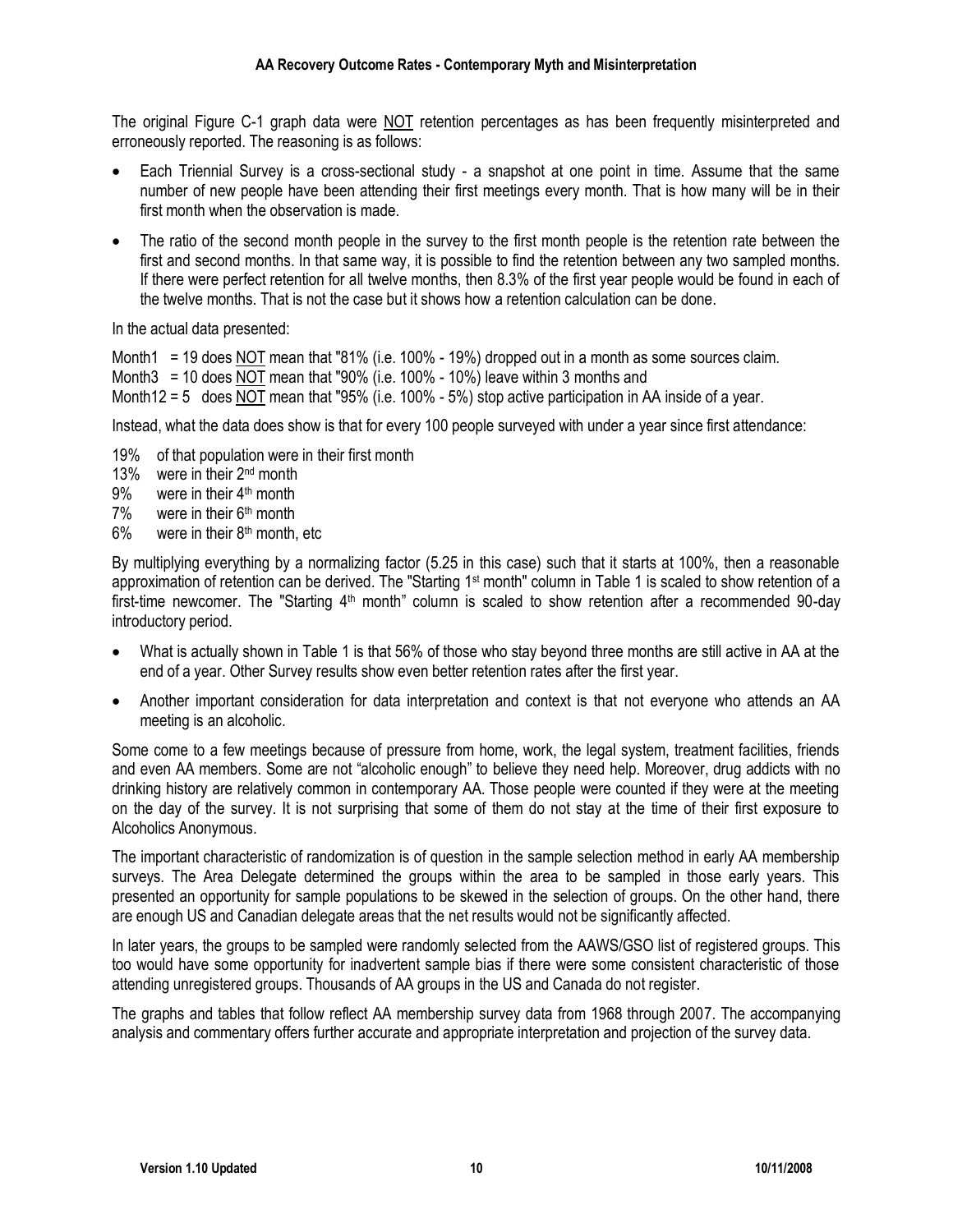The original Figure C-1 graph data were NOT retention percentages as has been frequently misinterpreted and erroneously reported. The reasoning is as follows:

- Each Triennial Survey is a cross-sectional study - a snapshot at one point in time. Assume that the same number of new people have been attending their first meetings every month. That is how many will be in their first month when the observation is made.
- The ratio of the second month people in the survey to the first month people is the retention rate between the first and second months. In that same way, it is possible to find the retention between any two sampled months. If there were perfect retention for all twelve months, then 8.3% of the first year people would be found in each of the twelve months. That is not the case but it shows how a retention calculation can be done.

In the actual data presented:

Month1 = 19 does NOT mean that "81% (i.e. 100% - 19%) dropped out in a month as some sources claim.
Month3 = 10 does NOT mean that "90% (i.e. 100% - 10%) leave within 3 months and
Month12 = 5 does NOT mean that "95% (i.e. 100% - 5%) stop active participation in AA inside of a year.

Instead, what the data does show is that for every 100 people surveyed with under a year since first attendance:

19% of that population were in their first month
13% were in their 2nd month
9% were in their 4th month
7% were in their 6th month
6% were in their 8th month, etc

By multiplying everything by a normalizing factor (5.25 in this case) such that it starts at 100%, then a reasonable approximation of retention can be derived. The "Starting 1st month" column in Table 1 is scaled to show retention of a first-time newcomer. The "Starting 4th month" column is scaled to show retention after a recommended 90-day introductory period.

- What is actually shown in Table 1 is that 56% of those who stay beyond three months are still active in AA at the end of a year. Other Survey results show even better retention rates after the first year.
- Another important consideration for data interpretation and context is that not everyone who attends an AA meeting is an alcoholic.

Some come to a few meetings because of pressure from home, work, the legal system, treatment facilities, friends and even AA members. Some are not "alcoholic enough" to believe they need help. Moreover, drug addicts with no drinking history are relatively common in contemporary AA. Those people were counted if they were at the meeting on the day of the survey. It is not surprising that some of them do not stay at the time of their first exposure to Alcoholics Anonymous.

The important characteristic of randomization is of question in the sample selection method in early AA membership surveys. The Area Delegate determined the groups within the area to be sampled in those early years. This presented an opportunity for sample populations to be skewed in the selection of groups. On the other hand, there are enough US and Canadian delegate areas that the net results would not be significantly affected.

In later years, the groups to be sampled were randomly selected from the AAWS/GSO list of registered groups. This too would have some opportunity for inadvertent sample bias if there were some consistent characteristic of those attending unregistered groups. Thousands of AA groups in the US and Canada do not register.

The graphs and tables that follow reflect AA membership survey data from 1968 through 2007. The accompanying analysis and commentary offers further accurate and appropriate interpretation and projection of the survey data.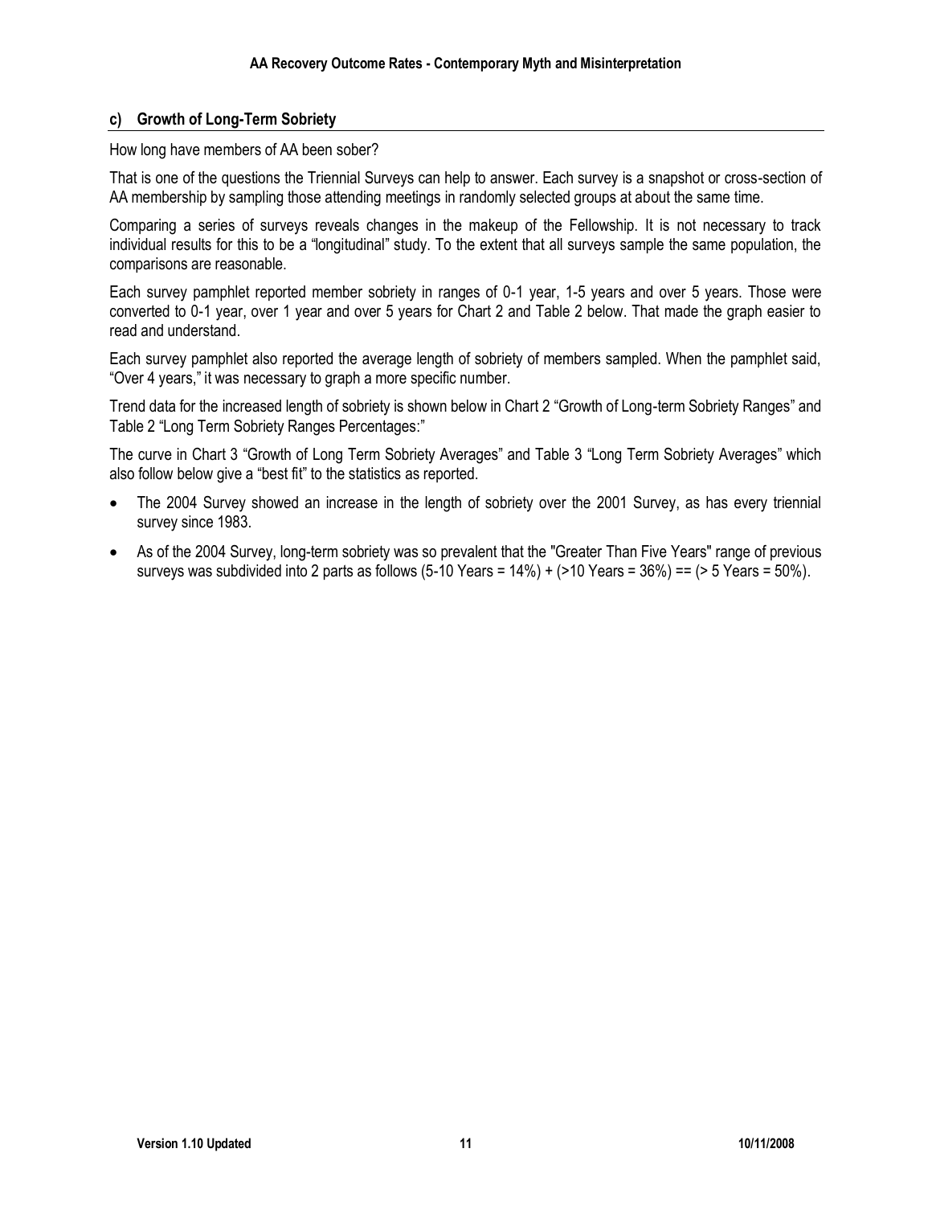### c) Growth of Long-Term Sobriety

How long have members of AA been sober?

That is one of the questions the Triennial Surveys can help to answer. Each survey is a snapshot or cross-section of AA membership by sampling those attending meetings in randomly selected groups at about the same time.

Comparing a series of surveys reveals changes in the makeup of the Fellowship. It is not necessary to track individual results for this to be a "longitudinal" study. To the extent that all surveys sample the same population, the comparisons are reasonable.

Each survey pamphlet reported member sobriety in ranges of 0-1 year, 1-5 years and over 5 years. Those were converted to 0-1 year, over 1 year and over 5 years for Chart 2 and Table 2 below. That made the graph easier to read and understand.

Each survey pamphlet also reported the average length of sobriety of members sampled. When the pamphlet said, "Over 4 years," it was necessary to graph a more specific number.

Trend data for the increased length of sobriety is shown below in Chart 2 "Growth of Long-term Sobriety Ranges" and Table 2 "Long Term Sobriety Ranges Percentages:"

The curve in Chart 3 "Growth of Long Term Sobriety Averages" and Table 3 "Long Term Sobriety Averages" which also follow below give a "best fit" to the statistics as reported.

- The 2004 Survey showed an increase in the length of sobriety over the 2001 Survey, as has every triennial survey since 1983.
- As of the 2004 Survey, long-term sobriety was so prevalent that the "Greater Than Five Years" range of previous surveys was subdivided into 2 parts as follows (5-10 Years = 14%) + (>10 Years = 36%) == (> 5 Years = 50%).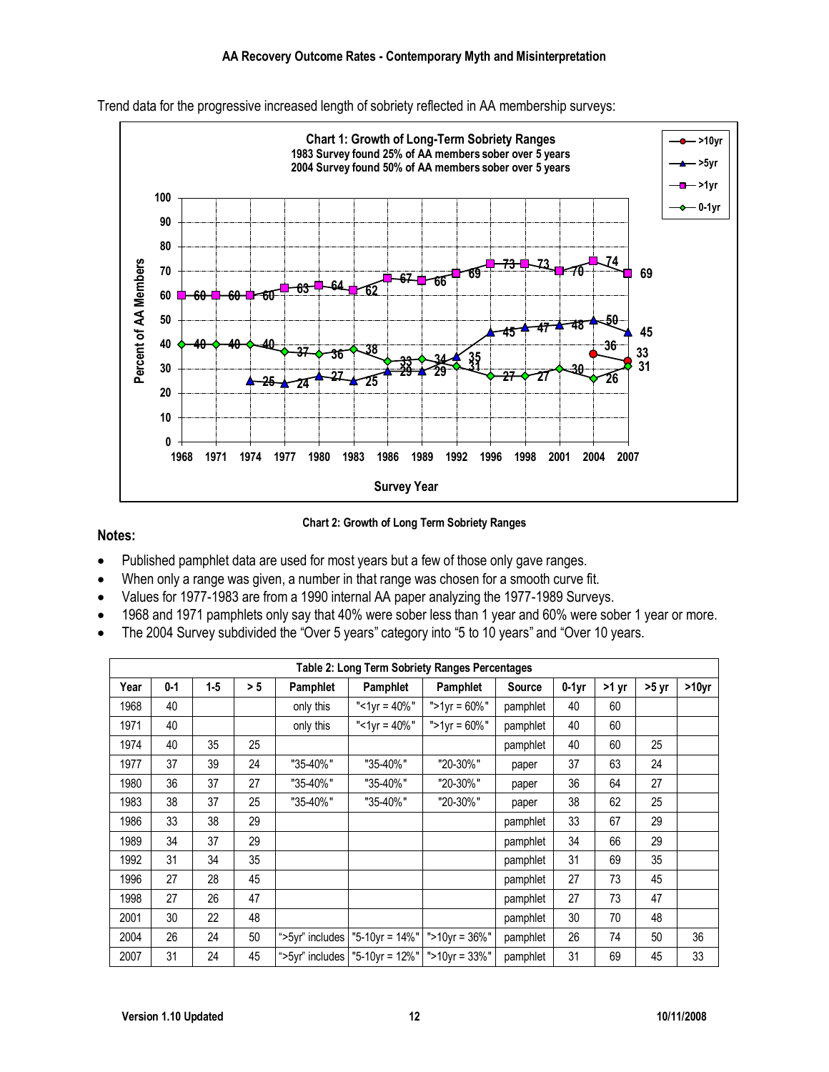Trend data for the progressive increased length of sobriety reflected in AA membership surveys:

**Chart 1: Growth of Long-Term Sobriety Ranges**
**1983 Survey found 25% of AA members sober over 5 years**
**2004 Survey found 50% of AA members sober over 5 years**

**Chart 2: Growth of Long Term Sobriety Ranges**

**Notes:**

- Published pamphlet data are used for most years but a few of those only gave ranges.
- When only a range was given, a number in that range was chosen for a smooth curve fit.
- Values for 1977-1983 are from a 1990 internal AA paper analyzing the 1977-1989 Surveys.
- 1968 and 1971 pamphlets only say that 40% were sober less than 1 year and 60% were sober 1 year or more.
- The 2004 Survey subdivided the "Over 5 years" category into "5 to 10 years" and "Over 10 years.

**Table 2: Long Term Sobriety Ranges Percentages**

| Year | 0-1 | 1-5 | > 5 | Pamphlet | Pamphlet | Pamphlet | Source | 0-1yr | >1 yr | >5 yr | >10yr |
|---|---|---|---|---|---|---|---|---|---|---|---|
| 1968 | 40 | | | only this | "<1yr = 40%" | ">1yr = 60%" | pamphlet | 40 | 60 | | |
| 1971 | 40 | | | only this | "<1yr = 40%" | ">1yr = 60%" | pamphlet | 40 | 60 | | |
| 1974 | 40 | 35 | 25 | | | | pamphlet | 40 | 60 | 25 | |
| 1977 | 37 | 39 | 24 | "35-40%" | "35-40%" | "20-30%" | paper | 37 | 63 | 24 | |
| 1980 | 36 | 37 | 27 | "35-40%" | "35-40%" | "20-30%" | paper | 36 | 64 | 27 | |
| 1983 | 38 | 37 | 25 | "35-40%" | "35-40%" | "20-30%" | paper | 38 | 62 | 25 | |
| 1986 | 33 | 38 | 29 | | | | pamphlet | 33 | 67 | 29 | |
| 1989 | 34 | 37 | 29 | | | | pamphlet | 34 | 66 | 29 | |
| 1992 | 31 | 34 | 35 | | | | pamphlet | 31 | 69 | 35 | |
| 1996 | 27 | 28 | 45 | | | | pamphlet | 27 | 73 | 45 | |
| 1998 | 27 | 26 | 47 | | | | pamphlet | 27 | 73 | 47 | |
| 2001 | 30 | 22 | 48 | | | | pamphlet | 30 | 70 | 48 | |
| 2004 | 26 | 24 | 50 | ">5yr" includes | "5-10yr = 14%" | ">10yr = 36%" | pamphlet | 26 | 74 | 50 | 36 |
| 2007 | 31 | 24 | 45 | ">5yr" includes | "5-10yr = 12%" | ">10yr = 33%" | pamphlet | 31 | 69 | 45 | 33 |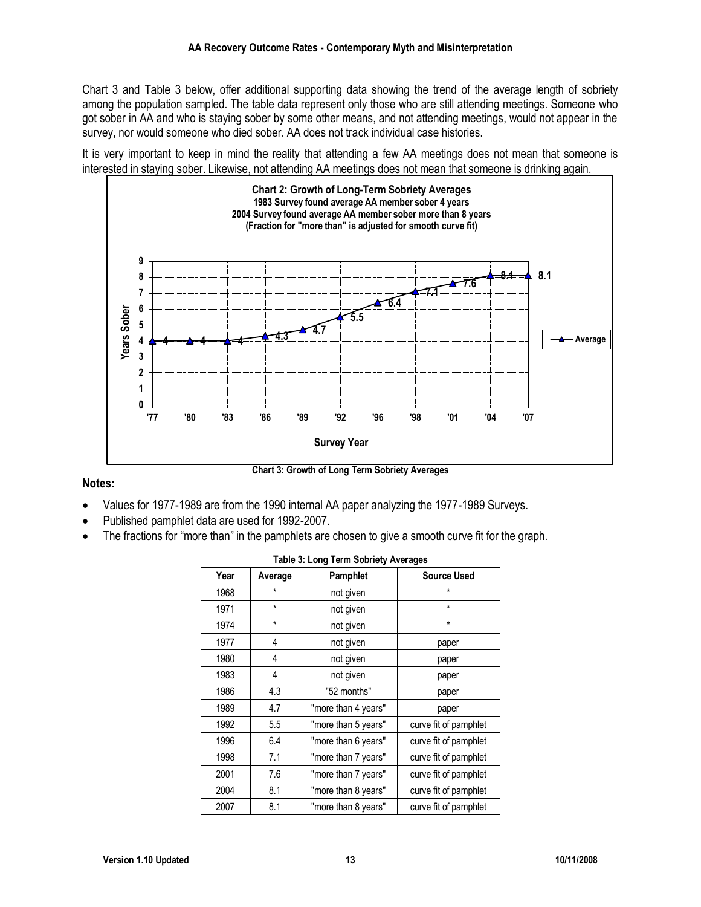Chart 3 and Table 3 below, offer additional supporting data showing the trend of the average length of sobriety among the population sampled. The table data represent only those who are still attending meetings. Someone who got sober in AA and who is staying sober by some other means, and not attending meetings, would not appear in the survey, nor would someone who died sober. AA does not track individual case histories.

It is very important to keep in mind the reality that attending a few AA meetings does not mean that someone is interested in staying sober. Likewise, not attending AA meetings does not mean that someone is drinking again.

**Chart 2: Growth of Long-Term Sobriety Averages**
**1983 Survey found average AA member sober 4 years**
**2004 Survey found average AA member sober more than 8 years**
**(Fraction for "more than" is adjusted for smooth curve fit)**

| Survey Year | '77 | '80 | '83 | '86 | '89 | '92 | '96 | '98 | '01 | '04 | '07 |
|---|---|---|---|---|---|---|---|---|---|---|---|
| Average (Years Sober) | 4 | 4 | 4 | 4.3 | 4.7 | 5.5 | 6.4 | 7.1 | 7.6 | 8.1 | 8.1 |

**Chart 3: Growth of Long Term Sobriety Averages**

**Notes:**

- Values for 1977-1989 are from the 1990 internal AA paper analyzing the 1977-1989 Surveys.
- Published pamphlet data are used for 1992-2007.
- The fractions for "more than" in the pamphlets are chosen to give a smooth curve fit for the graph.

| Table 3: Long Term Sobriety Averages | | | |
|---|---|---|---|
| **Year** | **Average** | **Pamphlet** | **Source Used** |
| 1968 | * | not given | * |
| 1971 | * | not given | * |
| 1974 | * | not given | * |
| 1977 | 4 | not given | paper |
| 1980 | 4 | not given | paper |
| 1983 | 4 | not given | paper |
| 1986 | 4.3 | "52 months" | paper |
| 1989 | 4.7 | "more than 4 years" | paper |
| 1992 | 5.5 | "more than 5 years" | curve fit of pamphlet |
| 1996 | 6.4 | "more than 6 years" | curve fit of pamphlet |
| 1998 | 7.1 | "more than 7 years" | curve fit of pamphlet |
| 2001 | 7.6 | "more than 7 years" | curve fit of pamphlet |
| 2004 | 8.1 | "more than 8 years" | curve fit of pamphlet |
| 2007 | 8.1 | "more than 8 years" | curve fit of pamphlet |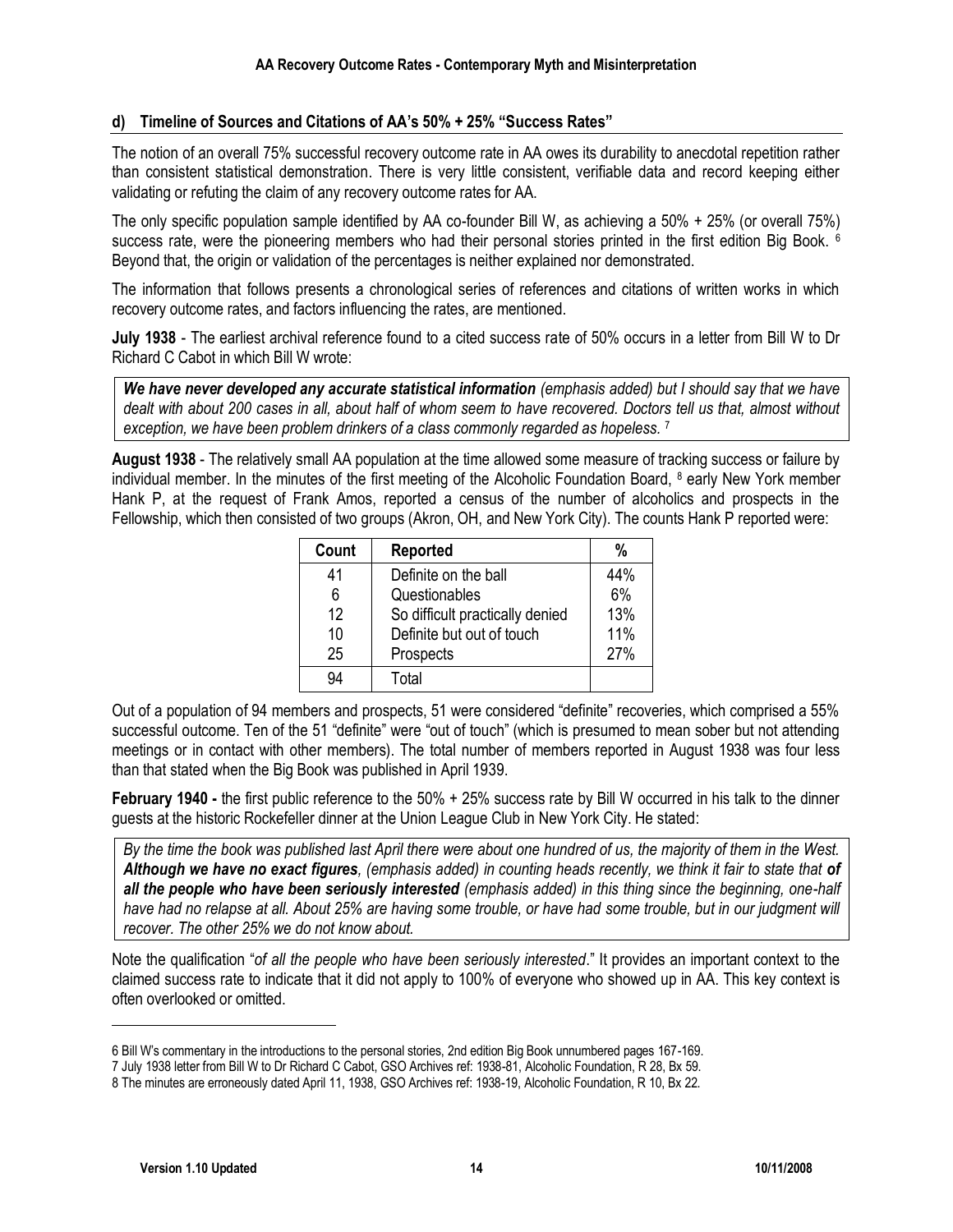### d) Timeline of Sources and Citations of AA's 50% + 25% "Success Rates"

The notion of an overall 75% successful recovery outcome rate in AA owes its durability to anecdotal repetition rather than consistent statistical demonstration. There is very little consistent, verifiable data and record keeping either validating or refuting the claim of any recovery outcome rates for AA.

The only specific population sample identified by AA co-founder Bill W, as achieving a 50% + 25% (or overall 75%) success rate, were the pioneering members who had their personal stories printed in the first edition Big Book. [6] Beyond that, the origin or validation of the percentages is neither explained nor demonstrated.

The information that follows presents a chronological series of references and citations of written works in which recovery outcome rates, and factors influencing the rates, are mentioned.

**July 1938** - The earliest archival reference found to a cited success rate of 50% occurs in a letter from Bill W to Dr Richard C Cabot in which Bill W wrote:

> ***We have never developed any accurate statistical information*** *(emphasis added) but I should say that we have dealt with about 200 cases in all, about half of whom seem to have recovered. Doctors tell us that, almost without exception, we have been problem drinkers of a class commonly regarded as hopeless.* [7]

**August 1938** - The relatively small AA population at the time allowed some measure of tracking success or failure by individual member. In the minutes of the first meeting of the Alcoholic Foundation Board, [8] early New York member Hank P, at the request of Frank Amos, reported a census of the number of alcoholics and prospects in the Fellowship, which then consisted of two groups (Akron, OH, and New York City). The counts Hank P reported were:

| Count | Reported | % |
|---|---|---|
| 41 | Definite on the ball | 44% |
| 6 | Questionables | 6% |
| 12 | So difficult practically denied | 13% |
| 10 | Definite but out of touch | 11% |
| 25 | Prospects | 27% |
| 94 | Total | |

Out of a population of 94 members and prospects, 51 were considered "definite" recoveries, which comprised a 55% successful outcome. Ten of the 51 "definite" were "out of touch" (which is presumed to mean sober but not attending meetings or in contact with other members). The total number of members reported in August 1938 was four less than that stated when the Big Book was published in April 1939.

**February 1940 -** the first public reference to the 50% + 25% success rate by Bill W occurred in his talk to the dinner guests at the historic Rockefeller dinner at the Union League Club in New York City. He stated:

> *By the time the book was published last April there were about one hundred of us, the majority of them in the West.* ***Although we have no exact figures****, (emphasis added) in counting heads recently, we think it fair to state that* ***of all the people who have been seriously interested*** *(emphasis added) in this thing since the beginning, one-half have had no relapse at all. About 25% are having some trouble, or have had some trouble, but in our judgment will recover. The other 25% we do not know about.*

Note the qualification "*of all the people who have been seriously interested*." It provides an important context to the claimed success rate to indicate that it did not apply to 100% of everyone who showed up in AA. This key context is often overlooked or omitted.

---

6 Bill W's commentary in the introductions to the personal stories, 2nd edition Big Book unnumbered pages 167-169.

7 July 1938 letter from Bill W to Dr Richard C Cabot, GSO Archives ref: 1938-81, Alcoholic Foundation, R 28, Bx 59.

8 The minutes are erroneously dated April 11, 1938, GSO Archives ref: 1938-19, Alcoholic Foundation, R 10, Bx 22.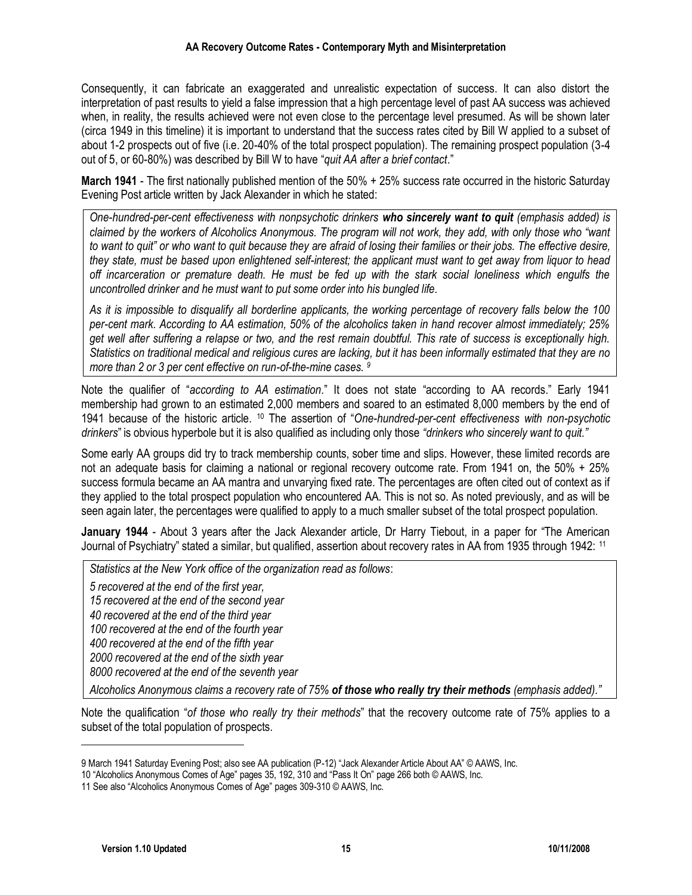Consequently, it can fabricate an exaggerated and unrealistic expectation of success. It can also distort the interpretation of past results to yield a false impression that a high percentage level of past AA success was achieved when, in reality, the results achieved were not even close to the percentage level presumed. As will be shown later (circa 1949 in this timeline) it is important to understand that the success rates cited by Bill W applied to a subset of about 1-2 prospects out of five (i.e. 20-40% of the total prospect population). The remaining prospect population (3-4 out of 5, or 60-80%) was described by Bill W to have "*quit AA after a brief contact*."

**March 1941** - The first nationally published mention of the 50% + 25% success rate occurred in the historic Saturday Evening Post article written by Jack Alexander in which he stated:

> *One-hundred-per-cent effectiveness with nonpsychotic drinkers* ***who sincerely want to quit*** *(emphasis added) is claimed by the workers of Alcoholics Anonymous. The program will not work, they add, with only those who "want to want to quit" or who want to quit because they are afraid of losing their families or their jobs. The effective desire, they state, must be based upon enlightened self-interest; the applicant must want to get away from liquor to head off incarceration or premature death. He must be fed up with the stark social loneliness which engulfs the uncontrolled drinker and he must want to put some order into his bungled life.*
>
> *As it is impossible to disqualify all borderline applicants, the working percentage of recovery falls below the 100 per-cent mark. According to AA estimation, 50% of the alcoholics taken in hand recover almost immediately; 25% get well after suffering a relapse or two, and the rest remain doubtful. This rate of success is exceptionally high. Statistics on traditional medical and religious cures are lacking, but it has been informally estimated that they are no more than 2 or 3 per cent effective on run-of-the-mine cases.* [9]

Note the qualifier of "*according to AA estimation*." It does not state "according to AA records." Early 1941 membership had grown to an estimated 2,000 members and soared to an estimated 8,000 members by the end of 1941 because of the historic article. [10] The assertion of "*One-hundred-per-cent effectiveness with non-psychotic drinkers*" is obvious hyperbole but it is also qualified as including only those *"drinkers who sincerely want to quit."*

Some early AA groups did try to track membership counts, sober time and slips. However, these limited records are not an adequate basis for claiming a national or regional recovery outcome rate. From 1941 on, the 50% + 25% success formula became an AA mantra and unvarying fixed rate. The percentages are often cited out of context as if they applied to the total prospect population who encountered AA. This is not so. As noted previously, and as will be seen again later, the percentages were qualified to apply to a much smaller subset of the total prospect population.

**January 1944** - About 3 years after the Jack Alexander article, Dr Harry Tiebout, in a paper for "The American Journal of Psychiatry" stated a similar, but qualified, assertion about recovery rates in AA from 1935 through 1942: [11]

> *Statistics at the New York office of the organization read as follows*:
>
> *5 recovered at the end of the first year,*
> *15 recovered at the end of the second year*
> *40 recovered at the end of the third year*
> *100 recovered at the end of the fourth year*
> *400 recovered at the end of the fifth year*
> *2000 recovered at the end of the sixth year*
> *8000 recovered at the end of the seventh year*
>
> *Alcoholics Anonymous claims a recovery rate of 75%* ***of those who really try their methods*** *(emphasis added)."*

Note the qualification "*of those who really try their methods*" that the recovery outcome rate of 75% applies to a subset of the total population of prospects.

---

9 March 1941 Saturday Evening Post; also see AA publication (P-12) "Jack Alexander Article About AA" © AAWS, Inc.

10 "Alcoholics Anonymous Comes of Age" pages 35, 192, 310 and "Pass It On" page 266 both © AAWS, Inc.

11 See also "Alcoholics Anonymous Comes of Age" pages 309-310 © AAWS, Inc.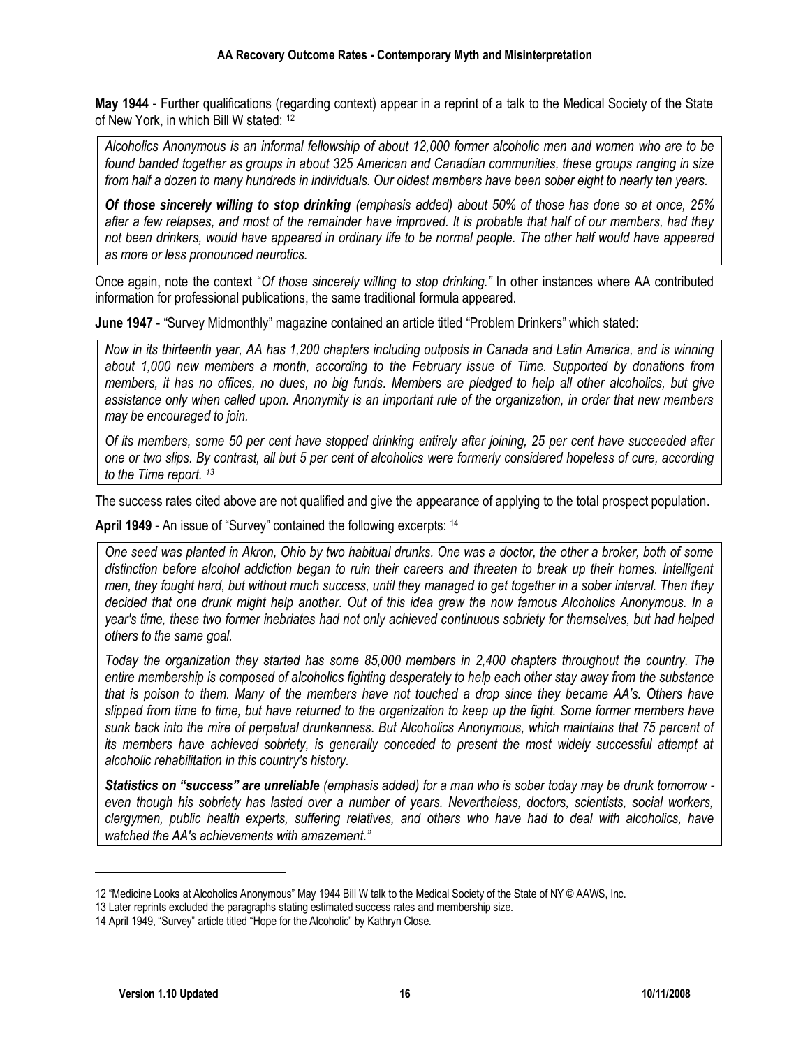**May 1944** - Further qualifications (regarding context) appear in a reprint of a talk to the Medical Society of the State of New York, in which Bill W stated: [12]

> *Alcoholics Anonymous is an informal fellowship of about 12,000 former alcoholic men and women who are to be found banded together as groups in about 325 American and Canadian communities, these groups ranging in size from half a dozen to many hundreds in individuals. Our oldest members have been sober eight to nearly ten years.*
>
> ***Of those sincerely willing to stop drinking*** *(emphasis added) about 50% of those has done so at once, 25% after a few relapses, and most of the remainder have improved. It is probable that half of our members, had they not been drinkers, would have appeared in ordinary life to be normal people. The other half would have appeared as more or less pronounced neurotics.*

Once again, note the context "*Of those sincerely willing to stop drinking.*" In other instances where AA contributed information for professional publications, the same traditional formula appeared.

**June 1947** - "Survey Midmonthly" magazine contained an article titled "Problem Drinkers" which stated:

> *Now in its thirteenth year, AA has 1,200 chapters including outposts in Canada and Latin America, and is winning about 1,000 new members a month, according to the February issue of Time. Supported by donations from members, it has no offices, no dues, no big funds. Members are pledged to help all other alcoholics, but give assistance only when called upon. Anonymity is an important rule of the organization, in order that new members may be encouraged to join.*
>
> *Of its members, some 50 per cent have stopped drinking entirely after joining, 25 per cent have succeeded after one or two slips. By contrast, all but 5 per cent of alcoholics were formerly considered hopeless of cure, according to the Time report.* [13]

The success rates cited above are not qualified and give the appearance of applying to the total prospect population.

**April 1949** - An issue of "Survey" contained the following excerpts: [14]

> *One seed was planted in Akron, Ohio by two habitual drunks. One was a doctor, the other a broker, both of some distinction before alcohol addiction began to ruin their careers and threaten to break up their homes. Intelligent men, they fought hard, but without much success, until they managed to get together in a sober interval. Then they decided that one drunk might help another. Out of this idea grew the now famous Alcoholics Anonymous. In a year's time, these two former inebriates had not only achieved continuous sobriety for themselves, but had helped others to the same goal.*
>
> *Today the organization they started has some 85,000 members in 2,400 chapters throughout the country. The entire membership is composed of alcoholics fighting desperately to help each other stay away from the substance that is poison to them. Many of the members have not touched a drop since they became AA's. Others have slipped from time to time, but have returned to the organization to keep up the fight. Some former members have sunk back into the mire of perpetual drunkenness. But Alcoholics Anonymous, which maintains that 75 percent of its members have achieved sobriety, is generally conceded to present the most widely successful attempt at alcoholic rehabilitation in this country's history.*
>
> ***Statistics on "success" are unreliable*** *(emphasis added) for a man who is sober today may be drunk tomorrow - even though his sobriety has lasted over a number of years. Nevertheless, doctors, scientists, social workers, clergymen, public health experts, suffering relatives, and others who have had to deal with alcoholics, have watched the AA's achievements with amazement."*

---

12 "Medicine Looks at Alcoholics Anonymous" May 1944 Bill W talk to the Medical Society of the State of NY © AAWS, Inc.

13 Later reprints excluded the paragraphs stating estimated success rates and membership size.

14 April 1949, "Survey" article titled "Hope for the Alcoholic" by Kathryn Close.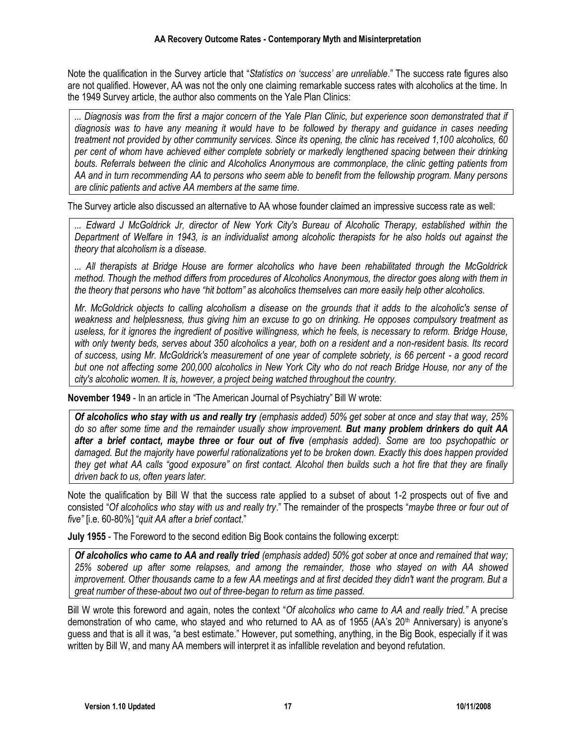Note the qualification in the Survey article that "*Statistics on 'success' are unreliable*." The success rate figures also are not qualified. However, AA was not the only one claiming remarkable success rates with alcoholics at the time. In the 1949 Survey article, the author also comments on the Yale Plan Clinics:

> *... Diagnosis was from the first a major concern of the Yale Plan Clinic, but experience soon demonstrated that if diagnosis was to have any meaning it would have to be followed by therapy and guidance in cases needing treatment not provided by other community services. Since its opening, the clinic has received 1,100 alcoholics, 60 per cent of whom have achieved either complete sobriety or markedly lengthened spacing between their drinking bouts. Referrals between the clinic and Alcoholics Anonymous are commonplace, the clinic getting patients from AA and in turn recommending AA to persons who seem able to benefit from the fellowship program. Many persons are clinic patients and active AA members at the same time.*

The Survey article also discussed an alternative to AA whose founder claimed an impressive success rate as well:

> *... Edward J McGoldrick Jr, director of New York City's Bureau of Alcoholic Therapy, established within the Department of Welfare in 1943, is an individualist among alcoholic therapists for he also holds out against the theory that alcoholism is a disease.*
>
> *... All therapists at Bridge House are former alcoholics who have been rehabilitated through the McGoldrick method. Though the method differs from procedures of Alcoholics Anonymous, the director goes along with them in the theory that persons who have "hit bottom" as alcoholics themselves can more easily help other alcoholics.*
>
> *Mr. McGoldrick objects to calling alcoholism a disease on the grounds that it adds to the alcoholic's sense of weakness and helplessness, thus giving him an excuse to go on drinking. He opposes compulsory treatment as useless, for it ignores the ingredient of positive willingness, which he feels, is necessary to reform. Bridge House, with only twenty beds, serves about 350 alcoholics a year, both on a resident and a non-resident basis. Its record of success, using Mr. McGoldrick's measurement of one year of complete sobriety, is 66 percent - a good record but one not affecting some 200,000 alcoholics in New York City who do not reach Bridge House, nor any of the city's alcoholic women. It is, however, a project being watched throughout the country.*

**November 1949** - In an article in "The American Journal of Psychiatry" Bill W wrote:

> ***Of alcoholics who stay with us and really try*** *(emphasis added) 50% get sober at once and stay that way, 25% do so after some time and the remainder usually show improvement.* ***But many problem drinkers do quit AA after a brief contact, maybe three or four out of five*** *(emphasis added). Some are too psychopathic or damaged. But the majority have powerful rationalizations yet to be broken down. Exactly this does happen provided they get what AA calls "good exposure" on first contact. Alcohol then builds such a hot fire that they are finally driven back to us, often years later.*

Note the qualification by Bill W that the success rate applied to a subset of about 1-2 prospects out of five and consisted "*Of alcoholics who stay with us and really try*." The remainder of the prospects "*maybe three or four out of five"* [i.e. 60-80%] "*quit AA after a brief contact*."

**July 1955** - The Foreword to the second edition Big Book contains the following excerpt:

> ***Of alcoholics who came to AA and really tried*** *(emphasis added) 50% got sober at once and remained that way; 25% sobered up after some relapses, and among the remainder, those who stayed on with AA showed improvement. Other thousands came to a few AA meetings and at first decided they didn't want the program. But a great number of these-about two out of three-began to return as time passed.*

Bill W wrote this foreword and again, notes the context "*Of alcoholics who came to AA and really tried."* A precise demonstration of who came, who stayed and who returned to AA as of 1955 (AA's 20th Anniversary) is anyone's guess and that is all it was, "a best estimate." However, put something, anything, in the Big Book, especially if it was written by Bill W, and many AA members will interpret it as infallible revelation and beyond refutation.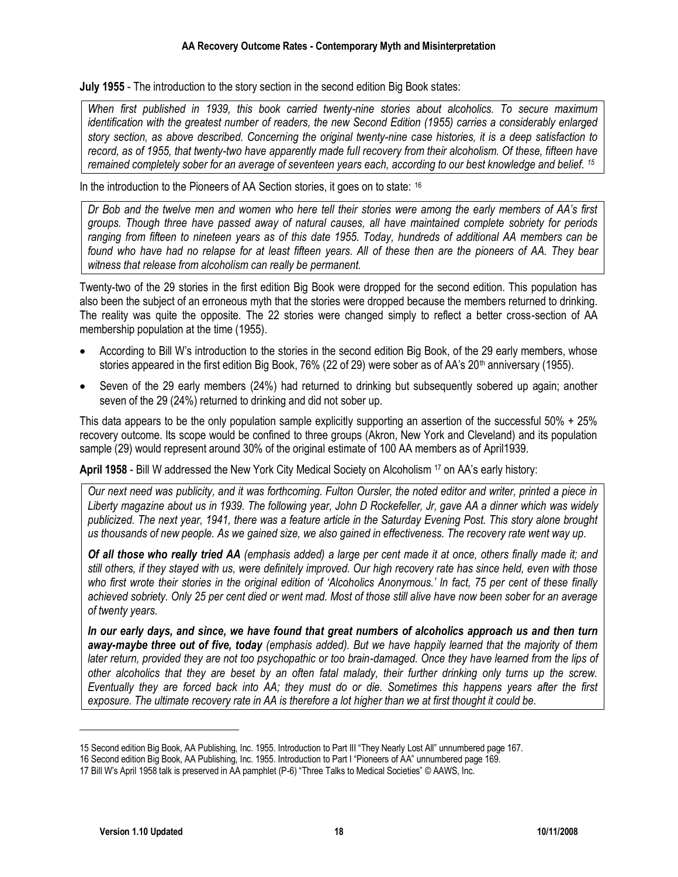**July 1955** - The introduction to the story section in the second edition Big Book states:

> *When first published in 1939, this book carried twenty-nine stories about alcoholics. To secure maximum identification with the greatest number of readers, the new Second Edition (1955) carries a considerably enlarged story section, as above described. Concerning the original twenty-nine case histories, it is a deep satisfaction to record, as of 1955, that twenty-two have apparently made full recovery from their alcoholism. Of these, fifteen have remained completely sober for an average of seventeen years each, according to our best knowledge and belief.* [15]

In the introduction to the Pioneers of AA Section stories, it goes on to state: [16]

> *Dr Bob and the twelve men and women who here tell their stories were among the early members of AA's first groups. Though three have passed away of natural causes, all have maintained complete sobriety for periods ranging from fifteen to nineteen years as of this date 1955. Today, hundreds of additional AA members can be found who have had no relapse for at least fifteen years. All of these then are the pioneers of AA. They bear witness that release from alcoholism can really be permanent.*

Twenty-two of the 29 stories in the first edition Big Book were dropped for the second edition. This population has also been the subject of an erroneous myth that the stories were dropped because the members returned to drinking. The reality was quite the opposite. The 22 stories were changed simply to reflect a better cross-section of AA membership population at the time (1955).

- According to Bill W's introduction to the stories in the second edition Big Book, of the 29 early members, whose stories appeared in the first edition Big Book, 76% (22 of 29) were sober as of AA's 20th anniversary (1955).
- Seven of the 29 early members (24%) had returned to drinking but subsequently sobered up again; another seven of the 29 (24%) returned to drinking and did not sober up.

This data appears to be the only population sample explicitly supporting an assertion of the successful 50% + 25% recovery outcome. Its scope would be confined to three groups (Akron, New York and Cleveland) and its population sample (29) would represent around 30% of the original estimate of 100 AA members as of April1939.

**April 1958** - Bill W addressed the New York City Medical Society on Alcoholism [17] on AA's early history:

> *Our next need was publicity, and it was forthcoming. Fulton Oursler, the noted editor and writer, printed a piece in Liberty magazine about us in 1939. The following year, John D Rockefeller, Jr, gave AA a dinner which was widely publicized. The next year, 1941, there was a feature article in the Saturday Evening Post. This story alone brought us thousands of new people. As we gained size, we also gained in effectiveness. The recovery rate went way up.*
>
> ***Of all those who really tried AA** (emphasis added) a large per cent made it at once, others finally made it; and still others, if they stayed with us, were definitely improved. Our high recovery rate has since held, even with those who first wrote their stories in the original edition of 'Alcoholics Anonymous.' In fact, 75 per cent of these finally achieved sobriety. Only 25 per cent died or went mad. Most of those still alive have now been sober for an average of twenty years.*
>
> ***In our early days, and since, we have found that great numbers of alcoholics approach us and then turn away-maybe three out of five, today** (emphasis added). But we have happily learned that the majority of them later return, provided they are not too psychopathic or too brain-damaged. Once they have learned from the lips of other alcoholics that they are beset by an often fatal malady, their further drinking only turns up the screw. Eventually they are forced back into AA; they must do or die. Sometimes this happens years after the first exposure. The ultimate recovery rate in AA is therefore a lot higher than we at first thought it could be.*

---

15 Second edition Big Book, AA Publishing, Inc. 1955. Introduction to Part III "They Nearly Lost All" unnumbered page 167.

16 Second edition Big Book, AA Publishing, Inc. 1955. Introduction to Part I "Pioneers of AA" unnumbered page 169.

17 Bill W's April 1958 talk is preserved in AA pamphlet (P-6) "Three Talks to Medical Societies" © AAWS, Inc.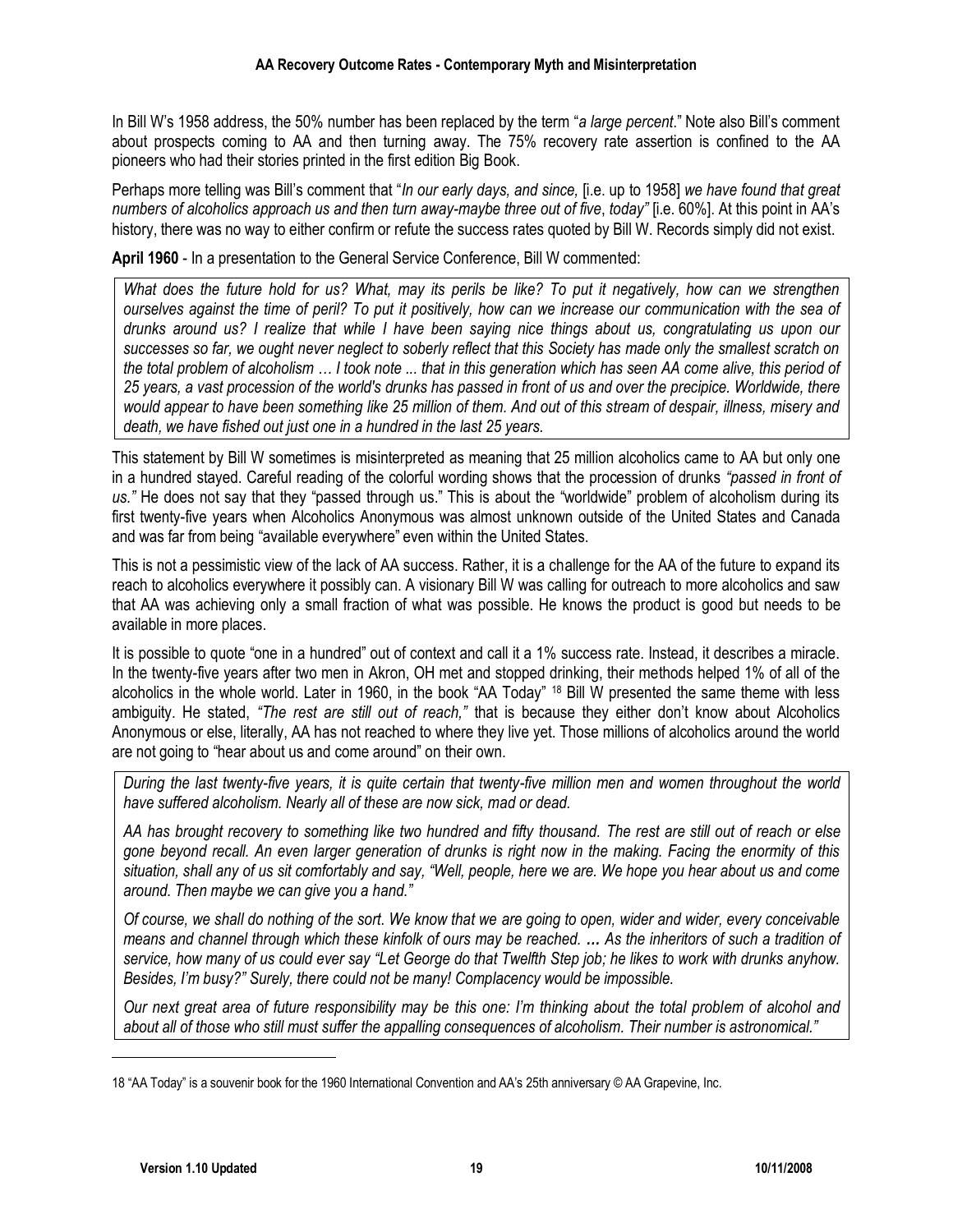In Bill W's 1958 address, the 50% number has been replaced by the term "*a large percent*." Note also Bill's comment about prospects coming to AA and then turning away. The 75% recovery rate assertion is confined to the AA pioneers who had their stories printed in the first edition Big Book.

Perhaps more telling was Bill's comment that "*In our early days, and since,* [i.e. up to 1958] *we have found that great numbers of alcoholics approach us and then turn away-maybe three out of five*, *today"* [i.e. 60%]. At this point in AA's history, there was no way to either confirm or refute the success rates quoted by Bill W. Records simply did not exist.

**April 1960** - In a presentation to the General Service Conference, Bill W commented:

> *What does the future hold for us? What, may its perils be like? To put it negatively, how can we strengthen ourselves against the time of peril? To put it positively, how can we increase our communication with the sea of drunks around us? I realize that while I have been saying nice things about us, congratulating us upon our successes so far, we ought never neglect to soberly reflect that this Society has made only the smallest scratch on the total problem of alcoholism … I took note ... that in this generation which has seen AA come alive, this period of 25 years, a vast procession of the world's drunks has passed in front of us and over the precipice. Worldwide, there would appear to have been something like 25 million of them. And out of this stream of despair, illness, misery and death, we have fished out just one in a hundred in the last 25 years.*

This statement by Bill W sometimes is misinterpreted as meaning that 25 million alcoholics came to AA but only one in a hundred stayed. Careful reading of the colorful wording shows that the procession of drunks *"passed in front of us."* He does not say that they "passed through us." This is about the "worldwide" problem of alcoholism during its first twenty-five years when Alcoholics Anonymous was almost unknown outside of the United States and Canada and was far from being "available everywhere" even within the United States.

This is not a pessimistic view of the lack of AA success. Rather, it is a challenge for the AA of the future to expand its reach to alcoholics everywhere it possibly can. A visionary Bill W was calling for outreach to more alcoholics and saw that AA was achieving only a small fraction of what was possible. He knows the product is good but needs to be available in more places.

It is possible to quote "one in a hundred" out of context and call it a 1% success rate. Instead, it describes a miracle. In the twenty-five years after two men in Akron, OH met and stopped drinking, their methods helped 1% of all of the alcoholics in the whole world. Later in 1960, in the book "AA Today" [18] Bill W presented the same theme with less ambiguity. He stated, *"The rest are still out of reach,"* that is because they either don't know about Alcoholics Anonymous or else, literally, AA has not reached to where they live yet. Those millions of alcoholics around the world are not going to "hear about us and come around" on their own.

> *During the last twenty-five years, it is quite certain that twenty-five million men and women throughout the world have suffered alcoholism. Nearly all of these are now sick, mad or dead.*
>
> *AA has brought recovery to something like two hundred and fifty thousand. The rest are still out of reach or else gone beyond recall. An even larger generation of drunks is right now in the making. Facing the enormity of this situation, shall any of us sit comfortably and say, "Well, people, here we are. We hope you hear about us and come around. Then maybe we can give you a hand."*
>
> *Of course, we shall do nothing of the sort. We know that we are going to open, wider and wider, every conceivable means and channel through which these kinfolk of ours may be reached.* ***…*** *As the inheritors of such a tradition of service, how many of us could ever say "Let George do that Twelfth Step job; he likes to work with drunks anyhow. Besides, I'm busy?" Surely, there could not be many! Complacency would be impossible.*
>
> *Our next great area of future responsibility may be this one: I'm thinking about the total problem of alcohol and about all of those who still must suffer the appalling consequences of alcoholism. Their number is astronomical."*

---

18 "AA Today" is a souvenir book for the 1960 International Convention and AA's 25th anniversary © AA Grapevine, Inc.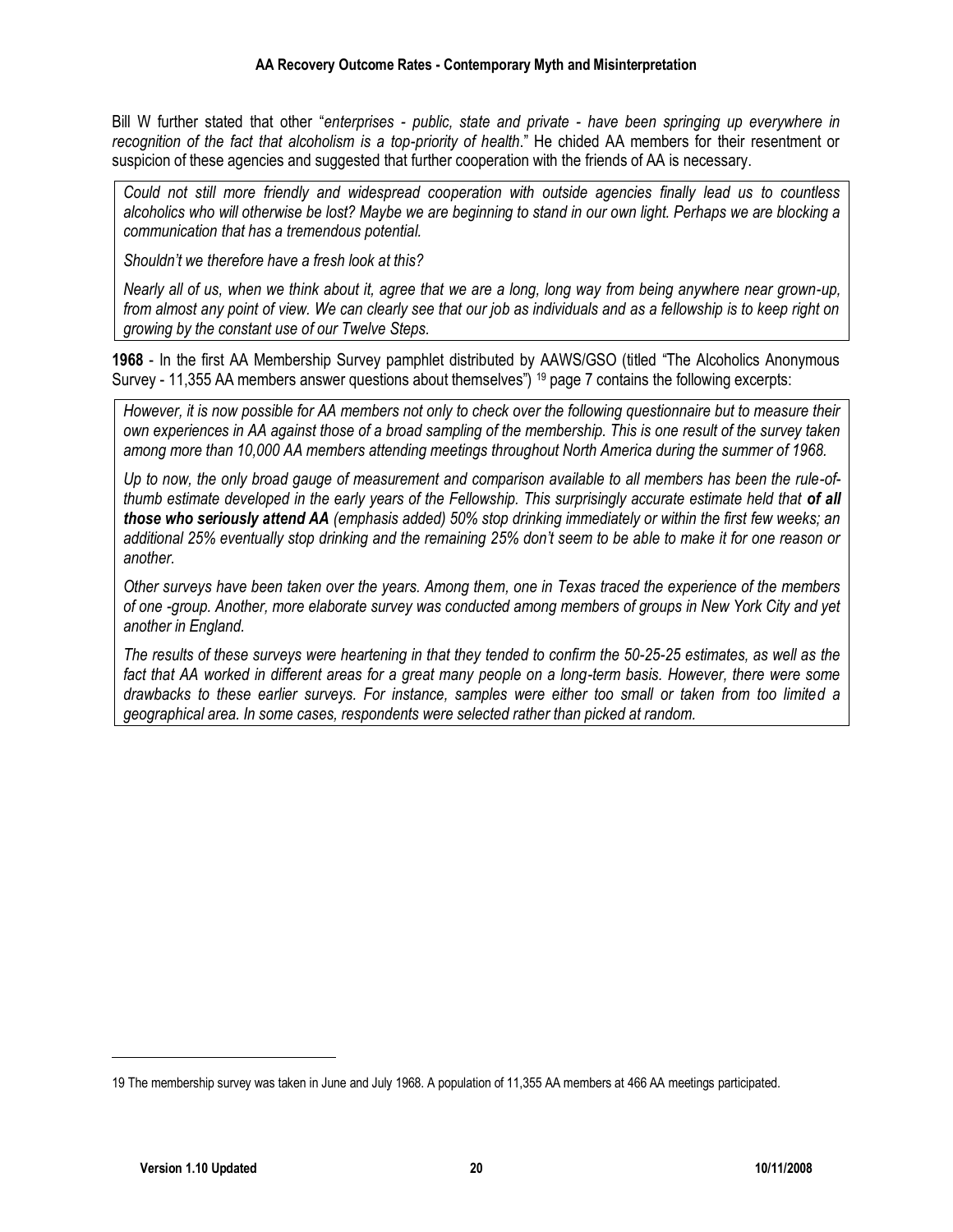Bill W further stated that other "*enterprises - public, state and private - have been springing up everywhere in recognition of the fact that alcoholism is a top-priority of health*." He chided AA members for their resentment or suspicion of these agencies and suggested that further cooperation with the friends of AA is necessary.

> *Could not still more friendly and widespread cooperation with outside agencies finally lead us to countless alcoholics who will otherwise be lost? Maybe we are beginning to stand in our own light. Perhaps we are blocking a communication that has a tremendous potential.*
>
> *Shouldn't we therefore have a fresh look at this?*
>
> *Nearly all of us, when we think about it, agree that we are a long, long way from being anywhere near grown-up, from almost any point of view. We can clearly see that our job as individuals and as a fellowship is to keep right on growing by the constant use of our Twelve Steps.*

**1968** - In the first AA Membership Survey pamphlet distributed by AAWS/GSO (titled "The Alcoholics Anonymous Survey - 11,355 AA members answer questions about themselves") [19] page 7 contains the following excerpts:

> *However, it is now possible for AA members not only to check over the following questionnaire but to measure their own experiences in AA against those of a broad sampling of the membership. This is one result of the survey taken among more than 10,000 AA members attending meetings throughout North America during the summer of 1968.*
>
> *Up to now, the only broad gauge of measurement and comparison available to all members has been the rule-of-thumb estimate developed in the early years of the Fellowship. This surprisingly accurate estimate held that **of all those who seriously attend AA** (emphasis added) 50% stop drinking immediately or within the first few weeks; an additional 25% eventually stop drinking and the remaining 25% don't seem to be able to make it for one reason or another.*
>
> *Other surveys have been taken over the years. Among them, one in Texas traced the experience of the members of one -group. Another, more elaborate survey was conducted among members of groups in New York City and yet another in England.*
>
> *The results of these surveys were heartening in that they tended to confirm the 50-25-25 estimates, as well as the fact that AA worked in different areas for a great many people on a long-term basis. However, there were some drawbacks to these earlier surveys. For instance, samples were either too small or taken from too limited a geographical area. In some cases, respondents were selected rather than picked at random.*

---

19 The membership survey was taken in June and July 1968. A population of 11,355 AA members at 466 AA meetings participated.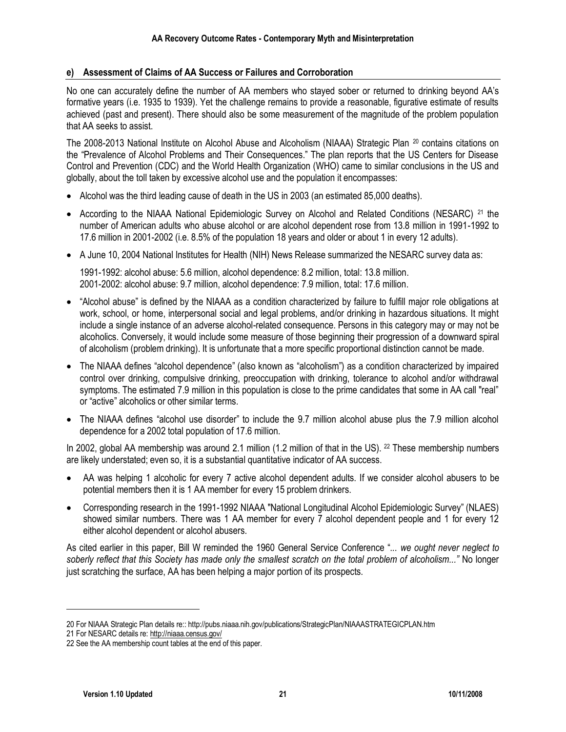### e) Assessment of Claims of AA Success or Failures and Corroboration

No one can accurately define the number of AA members who stayed sober or returned to drinking beyond AA's formative years (i.e. 1935 to 1939). Yet the challenge remains to provide a reasonable, figurative estimate of results achieved (past and present). There should also be some measurement of the magnitude of the problem population that AA seeks to assist.

The 2008-2013 National Institute on Alcohol Abuse and Alcoholism (NIAAA) Strategic Plan [20] contains citations on the "Prevalence of Alcohol Problems and Their Consequences." The plan reports that the US Centers for Disease Control and Prevention (CDC) and the World Health Organization (WHO) came to similar conclusions in the US and globally, about the toll taken by excessive alcohol use and the population it encompasses:

- Alcohol was the third leading cause of death in the US in 2003 (an estimated 85,000 deaths).
- According to the NIAAA National Epidemiologic Survey on Alcohol and Related Conditions (NESARC) [21] the number of American adults who abuse alcohol or are alcohol dependent rose from 13.8 million in 1991-1992 to 17.6 million in 2001-2002 (i.e. 8.5% of the population 18 years and older or about 1 in every 12 adults).
- A June 10, 2004 National Institutes for Health (NIH) News Release summarized the NESARC survey data as:

  1991-1992: alcohol abuse: 5.6 million, alcohol dependence: 8.2 million, total: 13.8 million.
  2001-2002: alcohol abuse: 9.7 million, alcohol dependence: 7.9 million, total: 17.6 million.

- "Alcohol abuse" is defined by the NIAAA as a condition characterized by failure to fulfill major role obligations at work, school, or home, interpersonal social and legal problems, and/or drinking in hazardous situations. It might include a single instance of an adverse alcohol-related consequence. Persons in this category may or may not be alcoholics. Conversely, it would include some measure of those beginning their progression of a downward spiral of alcoholism (problem drinking). It is unfortunate that a more specific proportional distinction cannot be made.
- The NIAAA defines "alcohol dependence" (also known as "alcoholism") as a condition characterized by impaired control over drinking, compulsive drinking, preoccupation with drinking, tolerance to alcohol and/or withdrawal symptoms. The estimated 7.9 million in this population is close to the prime candidates that some in AA call "real" or "active" alcoholics or other similar terms.
- The NIAAA defines "alcohol use disorder" to include the 9.7 million alcohol abuse plus the 7.9 million alcohol dependence for a 2002 total population of 17.6 million.

In 2002, global AA membership was around 2.1 million (1.2 million of that in the US). [22] These membership numbers are likely understated; even so, it is a substantial quantitative indicator of AA success.

- AA was helping 1 alcoholic for every 7 active alcohol dependent adults. If we consider alcohol abusers to be potential members then it is 1 AA member for every 15 problem drinkers.
- Corresponding research in the 1991-1992 NIAAA "National Longitudinal Alcohol Epidemiologic Survey" (NLAES) showed similar numbers. There was 1 AA member for every 7 alcohol dependent people and 1 for every 12 either alcohol dependent or alcohol abusers.

As cited earlier in this paper, Bill W reminded the 1960 General Service Conference "*... we ought never neglect to soberly reflect that this Society has made only the smallest scratch on the total problem of alcoholism...*" No longer just scratching the surface, AA has been helping a major portion of its prospects.

---

20 For NIAAA Strategic Plan details re:: http://pubs.niaaa.nih.gov/publications/StrategicPlan/NIAAASTRATEGICPLAN.htm

21 For NESARC details re: http://niaaa.census.gov/

22 See the AA membership count tables at the end of this paper.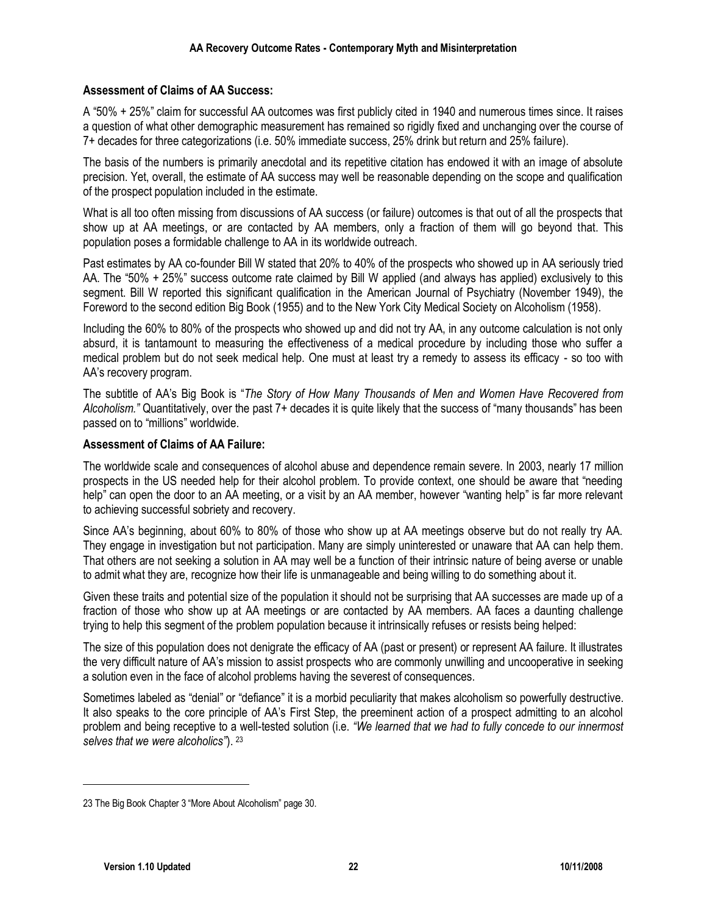### Assessment of Claims of AA Success:

A "50% + 25%" claim for successful AA outcomes was first publicly cited in 1940 and numerous times since. It raises a question of what other demographic measurement has remained so rigidly fixed and unchanging over the course of 7+ decades for three categorizations (i.e. 50% immediate success, 25% drink but return and 25% failure).

The basis of the numbers is primarily anecdotal and its repetitive citation has endowed it with an image of absolute precision. Yet, overall, the estimate of AA success may well be reasonable depending on the scope and qualification of the prospect population included in the estimate.

What is all too often missing from discussions of AA success (or failure) outcomes is that out of all the prospects that show up at AA meetings, or are contacted by AA members, only a fraction of them will go beyond that. This population poses a formidable challenge to AA in its worldwide outreach.

Past estimates by AA co-founder Bill W stated that 20% to 40% of the prospects who showed up in AA seriously tried AA. The "50% + 25%" success outcome rate claimed by Bill W applied (and always has applied) exclusively to this segment. Bill W reported this significant qualification in the American Journal of Psychiatry (November 1949), the Foreword to the second edition Big Book (1955) and to the New York City Medical Society on Alcoholism (1958).

Including the 60% to 80% of the prospects who showed up and did not try AA, in any outcome calculation is not only absurd, it is tantamount to measuring the effectiveness of a medical procedure by including those who suffer a medical problem but do not seek medical help. One must at least try a remedy to assess its efficacy - so too with AA's recovery program.

The subtitle of AA's Big Book is "*The Story of How Many Thousands of Men and Women Have Recovered from Alcoholism.*" Quantitatively, over the past 7+ decades it is quite likely that the success of "many thousands" has been passed on to "millions" worldwide.

### Assessment of Claims of AA Failure:

The worldwide scale and consequences of alcohol abuse and dependence remain severe. In 2003, nearly 17 million prospects in the US needed help for their alcohol problem. To provide context, one should be aware that "needing help" can open the door to an AA meeting, or a visit by an AA member, however "wanting help" is far more relevant to achieving successful sobriety and recovery.

Since AA's beginning, about 60% to 80% of those who show up at AA meetings observe but do not really try AA. They engage in investigation but not participation. Many are simply uninterested or unaware that AA can help them. That others are not seeking a solution in AA may well be a function of their intrinsic nature of being averse or unable to admit what they are, recognize how their life is unmanageable and being willing to do something about it.

Given these traits and potential size of the population it should not be surprising that AA successes are made up of a fraction of those who show up at AA meetings or are contacted by AA members. AA faces a daunting challenge trying to help this segment of the problem population because it intrinsically refuses or resists being helped:

The size of this population does not denigrate the efficacy of AA (past or present) or represent AA failure. It illustrates the very difficult nature of AA's mission to assist prospects who are commonly unwilling and uncooperative in seeking a solution even in the face of alcohol problems having the severest of consequences.

Sometimes labeled as "denial" or "defiance" it is a morbid peculiarity that makes alcoholism so powerfully destructive. It also speaks to the core principle of AA's First Step, the preeminent action of a prospect admitting to an alcohol problem and being receptive to a well-tested solution (i.e. *"We learned that we had to fully concede to our innermost selves that we were alcoholics"*). [23]

---

23 The Big Book Chapter 3 "More About Alcoholism" page 30.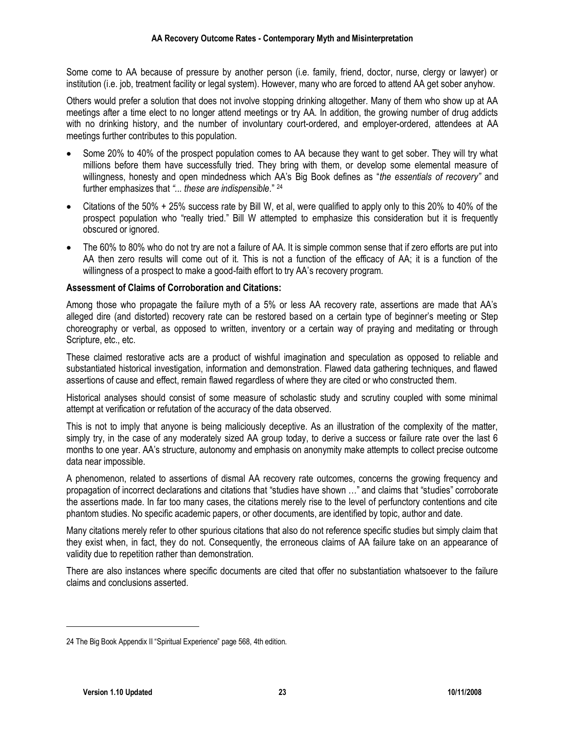Some come to AA because of pressure by another person (i.e. family, friend, doctor, nurse, clergy or lawyer) or institution (i.e. job, treatment facility or legal system). However, many who are forced to attend AA get sober anyhow.

Others would prefer a solution that does not involve stopping drinking altogether. Many of them who show up at AA meetings after a time elect to no longer attend meetings or try AA. In addition, the growing number of drug addicts with no drinking history, and the number of involuntary court-ordered, and employer-ordered, attendees at AA meetings further contributes to this population.

- Some 20% to 40% of the prospect population comes to AA because they want to get sober. They will try what millions before them have successfully tried. They bring with them, or develop some elemental measure of willingness, honesty and open mindedness which AA's Big Book defines as "*the essentials of recovery*" and further emphasizes that *"... these are indispensable*." [24]
- Citations of the 50% + 25% success rate by Bill W, et al, were qualified to apply only to this 20% to 40% of the prospect population who "really tried." Bill W attempted to emphasize this consideration but it is frequently obscured or ignored.
- The 60% to 80% who do not try are not a failure of AA. It is simple common sense that if zero efforts are put into AA then zero results will come out of it. This is not a function of the efficacy of AA; it is a function of the willingness of a prospect to make a good-faith effort to try AA's recovery program.

**Assessment of Claims of Corroboration and Citations:**

Among those who propagate the failure myth of a 5% or less AA recovery rate, assertions are made that AA's alleged dire (and distorted) recovery rate can be restored based on a certain type of beginner's meeting or Step choreography or verbal, as opposed to written, inventory or a certain way of praying and meditating or through Scripture, etc., etc.

These claimed restorative acts are a product of wishful imagination and speculation as opposed to reliable and substantiated historical investigation, information and demonstration. Flawed data gathering techniques, and flawed assertions of cause and effect, remain flawed regardless of where they are cited or who constructed them.

Historical analyses should consist of some measure of scholastic study and scrutiny coupled with some minimal attempt at verification or refutation of the accuracy of the data observed.

This is not to imply that anyone is being maliciously deceptive. As an illustration of the complexity of the matter, simply try, in the case of any moderately sized AA group today, to derive a success or failure rate over the last 6 months to one year. AA's structure, autonomy and emphasis on anonymity make attempts to collect precise outcome data near impossible.

A phenomenon, related to assertions of dismal AA recovery rate outcomes, concerns the growing frequency and propagation of incorrect declarations and citations that "studies have shown …" and claims that "studies" corroborate the assertions made. In far too many cases, the citations merely rise to the level of perfunctory contentions and cite phantom studies. No specific academic papers, or other documents, are identified by topic, author and date.

Many citations merely refer to other spurious citations that also do not reference specific studies but simply claim that they exist when, in fact, they do not. Consequently, the erroneous claims of AA failure take on an appearance of validity due to repetition rather than demonstration.

There are also instances where specific documents are cited that offer no substantiation whatsoever to the failure claims and conclusions asserted.

---

24 The Big Book Appendix II "Spiritual Experience" page 568, 4th edition.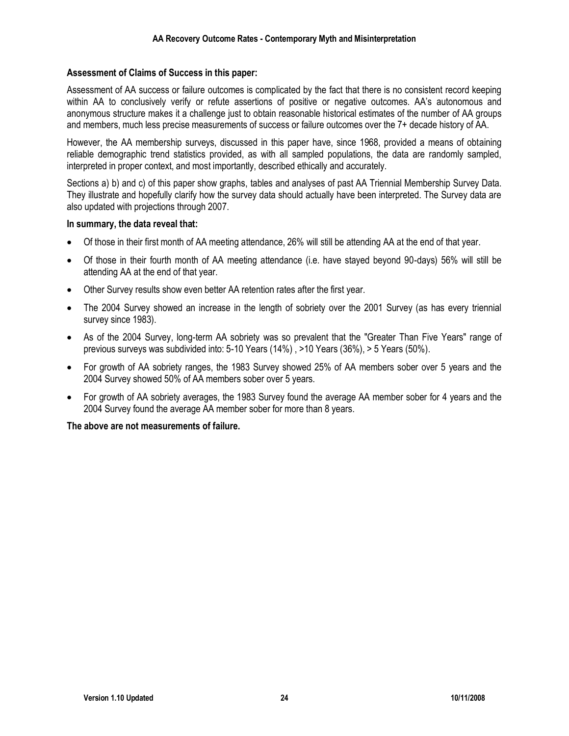**Assessment of Claims of Success in this paper:**

Assessment of AA success or failure outcomes is complicated by the fact that there is no consistent record keeping within AA to conclusively verify or refute assertions of positive or negative outcomes. AA's autonomous and anonymous structure makes it a challenge just to obtain reasonable historical estimates of the number of AA groups and members, much less precise measurements of success or failure outcomes over the 7+ decade history of AA.

However, the AA membership surveys, discussed in this paper have, since 1968, provided a means of obtaining reliable demographic trend statistics provided, as with all sampled populations, the data are randomly sampled, interpreted in proper context, and most importantly, described ethically and accurately.

Sections a) b) and c) of this paper show graphs, tables and analyses of past AA Triennial Membership Survey Data. They illustrate and hopefully clarify how the survey data should actually have been interpreted. The Survey data are also updated with projections through 2007.

**In summary, the data reveal that:**

- Of those in their first month of AA meeting attendance, 26% will still be attending AA at the end of that year.
- Of those in their fourth month of AA meeting attendance (i.e. have stayed beyond 90-days) 56% will still be attending AA at the end of that year.
- Other Survey results show even better AA retention rates after the first year.
- The 2004 Survey showed an increase in the length of sobriety over the 2001 Survey (as has every triennial survey since 1983).
- As of the 2004 Survey, long-term AA sobriety was so prevalent that the "Greater Than Five Years" range of previous surveys was subdivided into: 5-10 Years (14%) , >10 Years (36%), > 5 Years (50%).
- For growth of AA sobriety ranges, the 1983 Survey showed 25% of AA members sober over 5 years and the 2004 Survey showed 50% of AA members sober over 5 years.
- For growth of AA sobriety averages, the 1983 Survey found the average AA member sober for 4 years and the 2004 Survey found the average AA member sober for more than 8 years.

**The above are not measurements of failure.**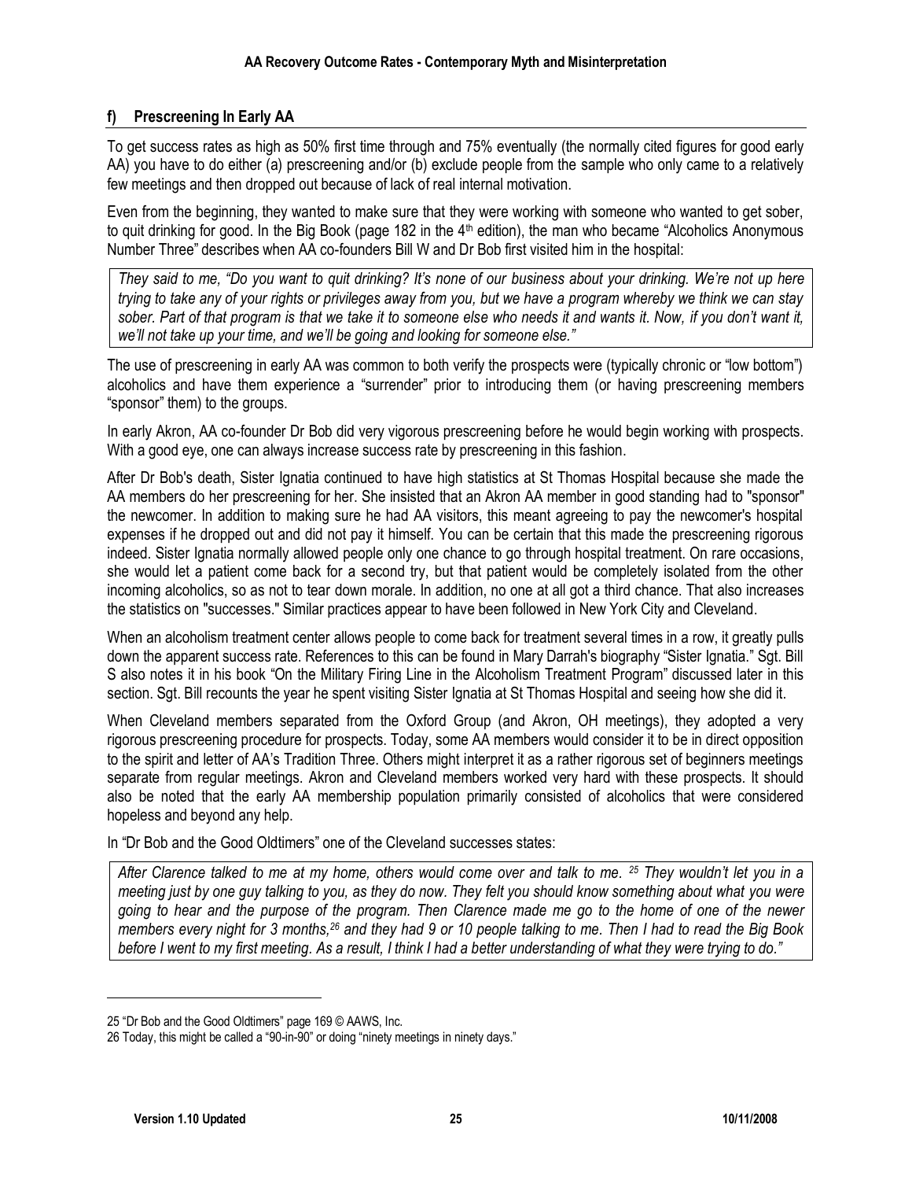### f) Prescreening In Early AA

To get success rates as high as 50% first time through and 75% eventually (the normally cited figures for good early AA) you have to do either (a) prescreening and/or (b) exclude people from the sample who only came to a relatively few meetings and then dropped out because of lack of real internal motivation.

Even from the beginning, they wanted to make sure that they were working with someone who wanted to get sober, to quit drinking for good. In the Big Book (page 182 in the 4th edition), the man who became "Alcoholics Anonymous Number Three" describes when AA co-founders Bill W and Dr Bob first visited him in the hospital:

> *They said to me, "Do you want to quit drinking? It's none of our business about your drinking. We're not up here trying to take any of your rights or privileges away from you, but we have a program whereby we think we can stay sober. Part of that program is that we take it to someone else who needs it and wants it. Now, if you don't want it, we'll not take up your time, and we'll be going and looking for someone else."*

The use of prescreening in early AA was common to both verify the prospects were (typically chronic or "low bottom") alcoholics and have them experience a "surrender" prior to introducing them (or having prescreening members "sponsor" them) to the groups.

In early Akron, AA co-founder Dr Bob did very vigorous prescreening before he would begin working with prospects. With a good eye, one can always increase success rate by prescreening in this fashion.

After Dr Bob's death, Sister Ignatia continued to have high statistics at St Thomas Hospital because she made the AA members do her prescreening for her. She insisted that an Akron AA member in good standing had to "sponsor" the newcomer. In addition to making sure he had AA visitors, this meant agreeing to pay the newcomer's hospital expenses if he dropped out and did not pay it himself. You can be certain that this made the prescreening rigorous indeed. Sister Ignatia normally allowed people only one chance to go through hospital treatment. On rare occasions, she would let a patient come back for a second try, but that patient would be completely isolated from the other incoming alcoholics, so as not to tear down morale. In addition, no one at all got a third chance. That also increases the statistics on "successes." Similar practices appear to have been followed in New York City and Cleveland.

When an alcoholism treatment center allows people to come back for treatment several times in a row, it greatly pulls down the apparent success rate. References to this can be found in Mary Darrah's biography "Sister Ignatia." Sgt. Bill S also notes it in his book "On the Military Firing Line in the Alcoholism Treatment Program" discussed later in this section. Sgt. Bill recounts the year he spent visiting Sister Ignatia at St Thomas Hospital and seeing how she did it.

When Cleveland members separated from the Oxford Group (and Akron, OH meetings), they adopted a very rigorous prescreening procedure for prospects. Today, some AA members would consider it to be in direct opposition to the spirit and letter of AA's Tradition Three. Others might interpret it as a rather rigorous set of beginners meetings separate from regular meetings. Akron and Cleveland members worked very hard with these prospects. It should also be noted that the early AA membership population primarily consisted of alcoholics that were considered hopeless and beyond any help.

In "Dr Bob and the Good Oldtimers" one of the Cleveland successes states:

> *After Clarence talked to me at my home, others would come over and talk to me.* [25] *They wouldn't let you in a meeting just by one guy talking to you, as they do now. They felt you should know something about what you were going to hear and the purpose of the program. Then Clarence made me go to the home of one of the newer members every night for 3 months,*[26] *and they had 9 or 10 people talking to me. Then I had to read the Big Book before I went to my first meeting. As a result, I think I had a better understanding of what they were trying to do."*

---

25 "Dr Bob and the Good Oldtimers" page 169 © AAWS, Inc.

26 Today, this might be called a "90-in-90" or doing "ninety meetings in ninety days."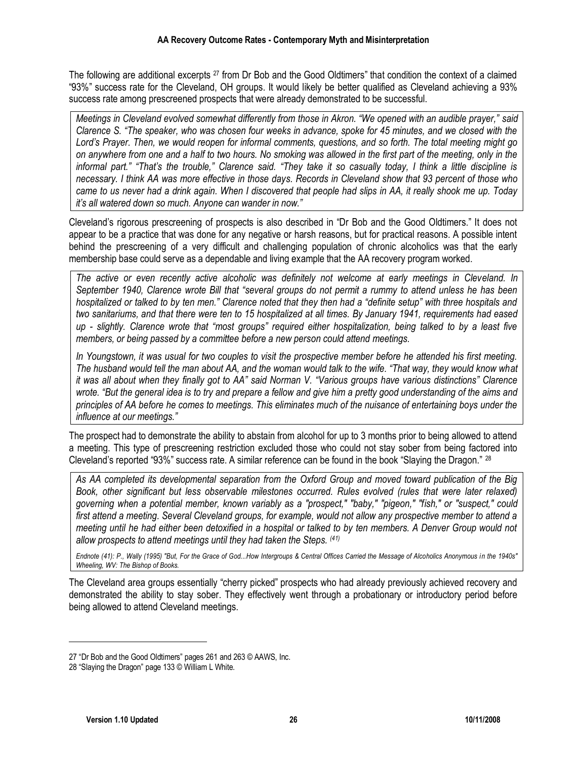The following are additional excerpts [27] from Dr Bob and the Good Oldtimers" that condition the context of a claimed "93%" success rate for the Cleveland, OH groups. It would likely be better qualified as Cleveland achieving a 93% success rate among prescreened prospects that were already demonstrated to be successful.

> *Meetings in Cleveland evolved somewhat differently from those in Akron. "We opened with an audible prayer," said Clarence S. "The speaker, who was chosen four weeks in advance, spoke for 45 minutes, and we closed with the Lord's Prayer. Then, we would reopen for informal comments, questions, and so forth. The total meeting might go on anywhere from one and a half to two hours. No smoking was allowed in the first part of the meeting, only in the informal part." "That's the trouble," Clarence said. "They take it so casually today, I think a little discipline is necessary. I think AA was more effective in those days. Records in Cleveland show that 93 percent of those who came to us never had a drink again. When I discovered that people had slips in AA, it really shook me up. Today it's all watered down so much. Anyone can wander in now."*

Cleveland's rigorous prescreening of prospects is also described in "Dr Bob and the Good Oldtimers." It does not appear to be a practice that was done for any negative or harsh reasons, but for practical reasons. A possible intent behind the prescreening of a very difficult and challenging population of chronic alcoholics was that the early membership base could serve as a dependable and living example that the AA recovery program worked.

> *The active or even recently active alcoholic was definitely not welcome at early meetings in Cleveland. In September 1940, Clarence wrote Bill that "several groups do not permit a rummy to attend unless he has been hospitalized or talked to by ten men." Clarence noted that they then had a "definite setup" with three hospitals and two sanitariums, and that there were ten to 15 hospitalized at all times. By January 1941, requirements had eased up - slightly. Clarence wrote that "most groups" required either hospitalization, being talked to by a least five members, or being passed by a committee before a new person could attend meetings.*
>
> *In Youngstown, it was usual for two couples to visit the prospective member before he attended his first meeting. The husband would tell the man about AA, and the woman would talk to the wife. "That way, they would know what it was all about when they finally got to AA" said Norman V. "Various groups have various distinctions" Clarence wrote. "But the general idea is to try and prepare a fellow and give him a pretty good understanding of the aims and principles of AA before he comes to meetings. This eliminates much of the nuisance of entertaining boys under the influence at our meetings."*

The prospect had to demonstrate the ability to abstain from alcohol for up to 3 months prior to being allowed to attend a meeting. This type of prescreening restriction excluded those who could not stay sober from being factored into Cleveland's reported "93%" success rate. A similar reference can be found in the book "Slaying the Dragon." [28]

> *As AA completed its developmental separation from the Oxford Group and moved toward publication of the Big Book, other significant but less observable milestones occurred. Rules evolved (rules that were later relaxed) governing when a potential member, known variably as a "prospect," "baby," "pigeon," "fish," or "suspect," could first attend a meeting. Several Cleveland groups, for example, would not allow any prospective member to attend a meeting until he had either been detoxified in a hospital or talked to by ten members. A Denver Group would not allow prospects to attend meetings until they had taken the Steps. [(41)]*
>
> *Endnote (41): P., Wally (1995) "But, For the Grace of God...How Intergroups & Central Offices Carried the Message of Alcoholics Anonymous in the 1940s" Wheeling, WV: The Bishop of Books.*

The Cleveland area groups essentially "cherry picked" prospects who had already previously achieved recovery and demonstrated the ability to stay sober. They effectively went through a probationary or introductory period before being allowed to attend Cleveland meetings.

---

27 "Dr Bob and the Good Oldtimers" pages 261 and 263 © AAWS, Inc.

28 "Slaying the Dragon" page 133 © William L White.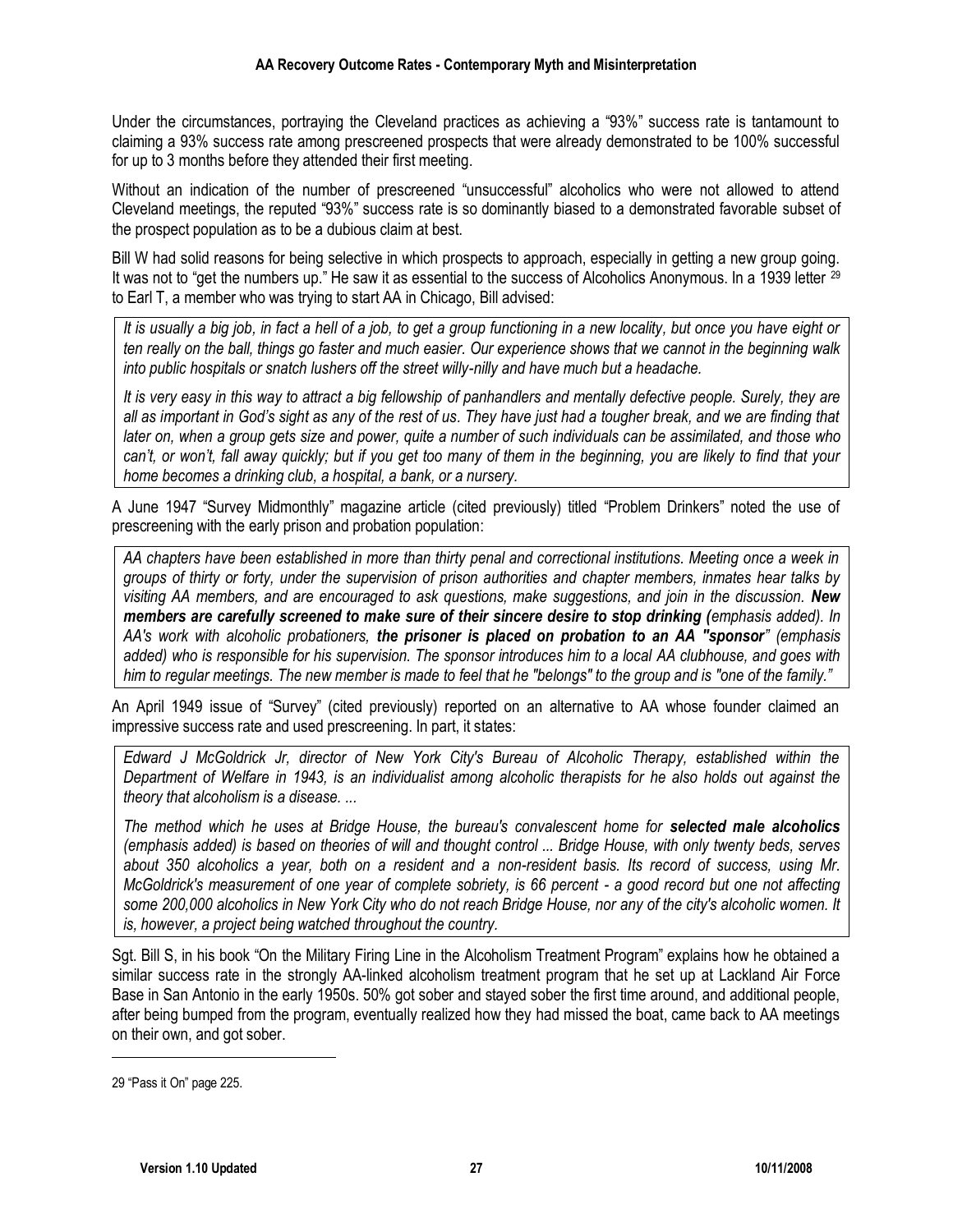Under the circumstances, portraying the Cleveland practices as achieving a "93%" success rate is tantamount to claiming a 93% success rate among prescreened prospects that were already demonstrated to be 100% successful for up to 3 months before they attended their first meeting.

Without an indication of the number of prescreened "unsuccessful" alcoholics who were not allowed to attend Cleveland meetings, the reputed "93%" success rate is so dominantly biased to a demonstrated favorable subset of the prospect population as to be a dubious claim at best.

Bill W had solid reasons for being selective in which prospects to approach, especially in getting a new group going. It was not to "get the numbers up." He saw it as essential to the success of Alcoholics Anonymous. In a 1939 letter [29] to Earl T, a member who was trying to start AA in Chicago, Bill advised:

> *It is usually a big job, in fact a hell of a job, to get a group functioning in a new locality, but once you have eight or ten really on the ball, things go faster and much easier. Our experience shows that we cannot in the beginning walk into public hospitals or snatch lushers off the street willy-nilly and have much but a headache.*
>
> *It is very easy in this way to attract a big fellowship of panhandlers and mentally defective people. Surely, they are all as important in God's sight as any of the rest of us. They have just had a tougher break, and we are finding that later on, when a group gets size and power, quite a number of such individuals can be assimilated, and those who can't, or won't, fall away quickly; but if you get too many of them in the beginning, you are likely to find that your home becomes a drinking club, a hospital, a bank, or a nursery.*

A June 1947 "Survey Midmonthly" magazine article (cited previously) titled "Problem Drinkers" noted the use of prescreening with the early prison and probation population:

> *AA chapters have been established in more than thirty penal and correctional institutions. Meeting once a week in groups of thirty or forty, under the supervision of prison authorities and chapter members, inmates hear talks by visiting AA members, and are encouraged to ask questions, make suggestions, and join in the discussion.* ***New members are carefully screened to make sure of their sincere desire to stop drinking (****emphasis added). In AA's work with alcoholic probationers,* ***the prisoner is placed on probation to an AA "sponsor****" (emphasis added) who is responsible for his supervision. The sponsor introduces him to a local AA clubhouse, and goes with him to regular meetings. The new member is made to feel that he "belongs" to the group and is "one of the family."*

An April 1949 issue of "Survey" (cited previously) reported on an alternative to AA whose founder claimed an impressive success rate and used prescreening. In part, it states:

> *Edward J McGoldrick Jr, director of New York City's Bureau of Alcoholic Therapy, established within the Department of Welfare in 1943, is an individualist among alcoholic therapists for he also holds out against the theory that alcoholism is a disease. ...*
>
> *The method which he uses at Bridge House, the bureau's convalescent home for* ***selected male alcoholics*** *(emphasis added) is based on theories of will and thought control ... Bridge House, with only twenty beds, serves about 350 alcoholics a year, both on a resident and a non-resident basis. Its record of success, using Mr. McGoldrick's measurement of one year of complete sobriety, is 66 percent - a good record but one not affecting some 200,000 alcoholics in New York City who do not reach Bridge House, nor any of the city's alcoholic women. It is, however, a project being watched throughout the country.*

Sgt. Bill S, in his book "On the Military Firing Line in the Alcoholism Treatment Program" explains how he obtained a similar success rate in the strongly AA-linked alcoholism treatment program that he set up at Lackland Air Force Base in San Antonio in the early 1950s. 50% got sober and stayed sober the first time around, and additional people, after being bumped from the program, eventually realized how they had missed the boat, came back to AA meetings on their own, and got sober.

---

29 "Pass it On" page 225.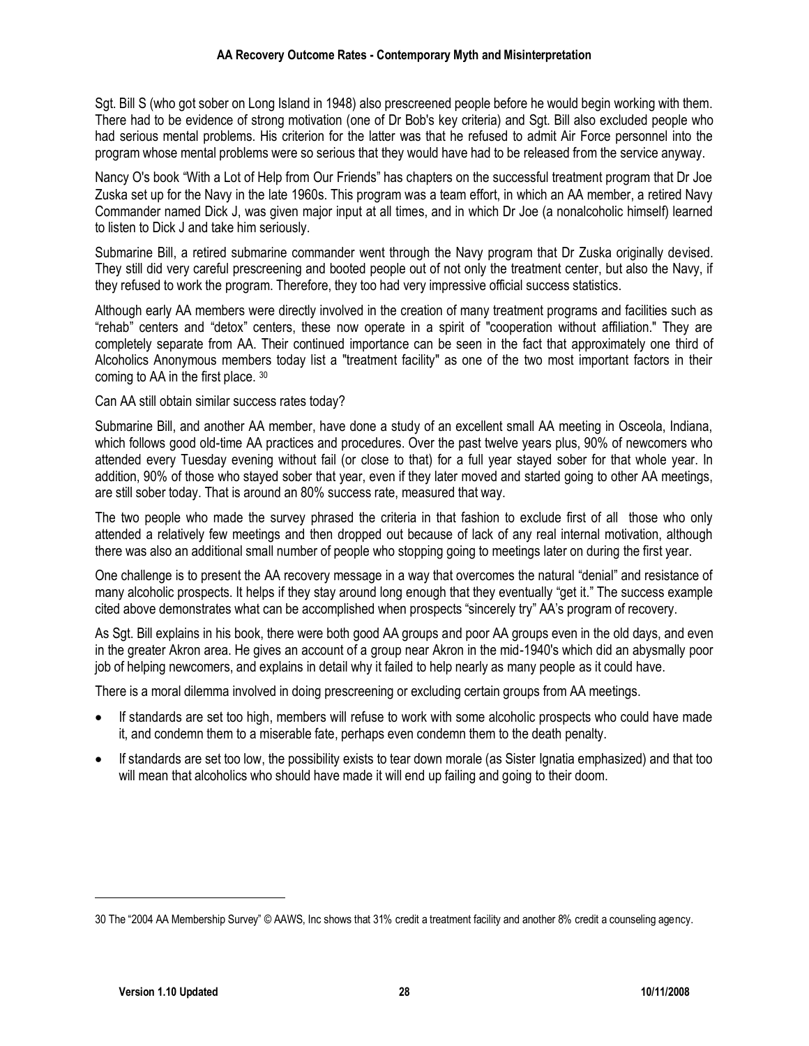Sgt. Bill S (who got sober on Long Island in 1948) also prescreened people before he would begin working with them. There had to be evidence of strong motivation (one of Dr Bob's key criteria) and Sgt. Bill also excluded people who had serious mental problems. His criterion for the latter was that he refused to admit Air Force personnel into the program whose mental problems were so serious that they would have had to be released from the service anyway.

Nancy O's book "With a Lot of Help from Our Friends" has chapters on the successful treatment program that Dr Joe Zuska set up for the Navy in the late 1960s. This program was a team effort, in which an AA member, a retired Navy Commander named Dick J, was given major input at all times, and in which Dr Joe (a nonalcoholic himself) learned to listen to Dick J and take him seriously.

Submarine Bill, a retired submarine commander went through the Navy program that Dr Zuska originally devised. They still did very careful prescreening and booted people out of not only the treatment center, but also the Navy, if they refused to work the program. Therefore, they too had very impressive official success statistics.

Although early AA members were directly involved in the creation of many treatment programs and facilities such as "rehab" centers and "detox" centers, these now operate in a spirit of "cooperation without affiliation." They are completely separate from AA. Their continued importance can be seen in the fact that approximately one third of Alcoholics Anonymous members today list a "treatment facility" as one of the two most important factors in their coming to AA in the first place. [30]

Can AA still obtain similar success rates today?

Submarine Bill, and another AA member, have done a study of an excellent small AA meeting in Osceola, Indiana, which follows good old-time AA practices and procedures. Over the past twelve years plus, 90% of newcomers who attended every Tuesday evening without fail (or close to that) for a full year stayed sober for that whole year. In addition, 90% of those who stayed sober that year, even if they later moved and started going to other AA meetings, are still sober today. That is around an 80% success rate, measured that way.

The two people who made the survey phrased the criteria in that fashion to exclude first of all those who only attended a relatively few meetings and then dropped out because of lack of any real internal motivation, although there was also an additional small number of people who stopping going to meetings later on during the first year.

One challenge is to present the AA recovery message in a way that overcomes the natural "denial" and resistance of many alcoholic prospects. It helps if they stay around long enough that they eventually "get it." The success example cited above demonstrates what can be accomplished when prospects "sincerely try" AA's program of recovery.

As Sgt. Bill explains in his book, there were both good AA groups and poor AA groups even in the old days, and even in the greater Akron area. He gives an account of a group near Akron in the mid-1940's which did an abysmally poor job of helping newcomers, and explains in detail why it failed to help nearly as many people as it could have.

There is a moral dilemma involved in doing prescreening or excluding certain groups from AA meetings.

- If standards are set too high, members will refuse to work with some alcoholic prospects who could have made it, and condemn them to a miserable fate, perhaps even condemn them to the death penalty.
- If standards are set too low, the possibility exists to tear down morale (as Sister Ignatia emphasized) and that too will mean that alcoholics who should have made it will end up failing and going to their doom.

---

30 The "2004 AA Membership Survey" © AAWS, Inc shows that 31% credit a treatment facility and another 8% credit a counseling agency.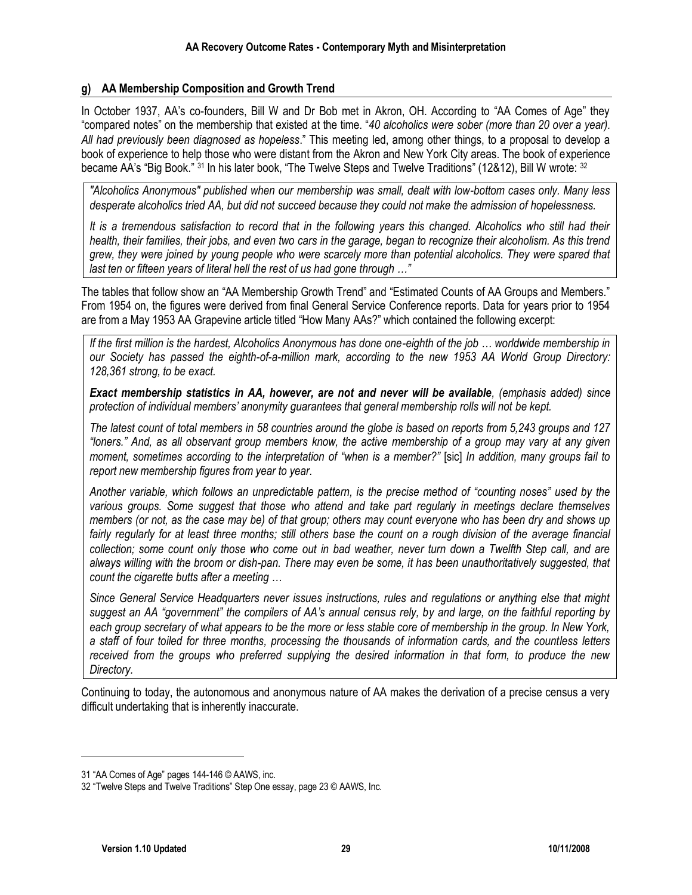### g) AA Membership Composition and Growth Trend

In October 1937, AA's co-founders, Bill W and Dr Bob met in Akron, OH. According to "AA Comes of Age" they "compared notes" on the membership that existed at the time. "*40 alcoholics were sober (more than 20 over a year). All had previously been diagnosed as hopeless*." This meeting led, among other things, to a proposal to develop a book of experience to help those who were distant from the Akron and New York City areas. The book of experience became AA's "Big Book." [31] In his later book, "The Twelve Steps and Twelve Traditions" (12&12), Bill W wrote: [32]

> *"Alcoholics Anonymous" published when our membership was small, dealt with low-bottom cases only. Many less desperate alcoholics tried AA, but did not succeed because they could not make the admission of hopelessness.*
>
> *It is a tremendous satisfaction to record that in the following years this changed. Alcoholics who still had their health, their families, their jobs, and even two cars in the garage, began to recognize their alcoholism. As this trend grew, they were joined by young people who were scarcely more than potential alcoholics. They were spared that last ten or fifteen years of literal hell the rest of us had gone through …"*

The tables that follow show an "AA Membership Growth Trend" and "Estimated Counts of AA Groups and Members." From 1954 on, the figures were derived from final General Service Conference reports. Data for years prior to 1954 are from a May 1953 AA Grapevine article titled "How Many AAs?" which contained the following excerpt:

> *If the first million is the hardest, Alcoholics Anonymous has done one-eighth of the job … worldwide membership in our Society has passed the eighth-of-a-million mark, according to the new 1953 AA World Group Directory: 128,361 strong, to be exact.*
>
> ***Exact membership statistics in AA, however, are not and never will be available**, (emphasis added) since protection of individual members' anonymity guarantees that general membership rolls will not be kept.*
>
> *The latest count of total members in 58 countries around the globe is based on reports from 5,243 groups and 127 "loners." And, as all observant group members know, the active membership of a group may vary at any given moment, sometimes according to the interpretation of "when is a member?"* [sic] *In addition, many groups fail to report new membership figures from year to year.*
>
> *Another variable, which follows an unpredictable pattern, is the precise method of "counting noses" used by the various groups. Some suggest that those who attend and take part regularly in meetings declare themselves members (or not, as the case may be) of that group; others may count everyone who has been dry and shows up fairly regularly for at least three months; still others base the count on a rough division of the average financial collection; some count only those who come out in bad weather, never turn down a Twelfth Step call, and are always willing with the broom or dish-pan. There may even be some, it has been unauthoritatively suggested, that count the cigarette butts after a meeting …*
>
> *Since General Service Headquarters never issues instructions, rules and regulations or anything else that might suggest an AA "government" the compilers of AA's annual census rely, by and large, on the faithful reporting by each group secretary of what appears to be the more or less stable core of membership in the group. In New York, a staff of four toiled for three months, processing the thousands of information cards, and the countless letters received from the groups who preferred supplying the desired information in that form, to produce the new Directory.*

Continuing to today, the autonomous and anonymous nature of AA makes the derivation of a precise census a very difficult undertaking that is inherently inaccurate.

---

31 "AA Comes of Age" pages 144-146 © AAWS, inc.

32 "Twelve Steps and Twelve Traditions" Step One essay, page 23 © AAWS, Inc.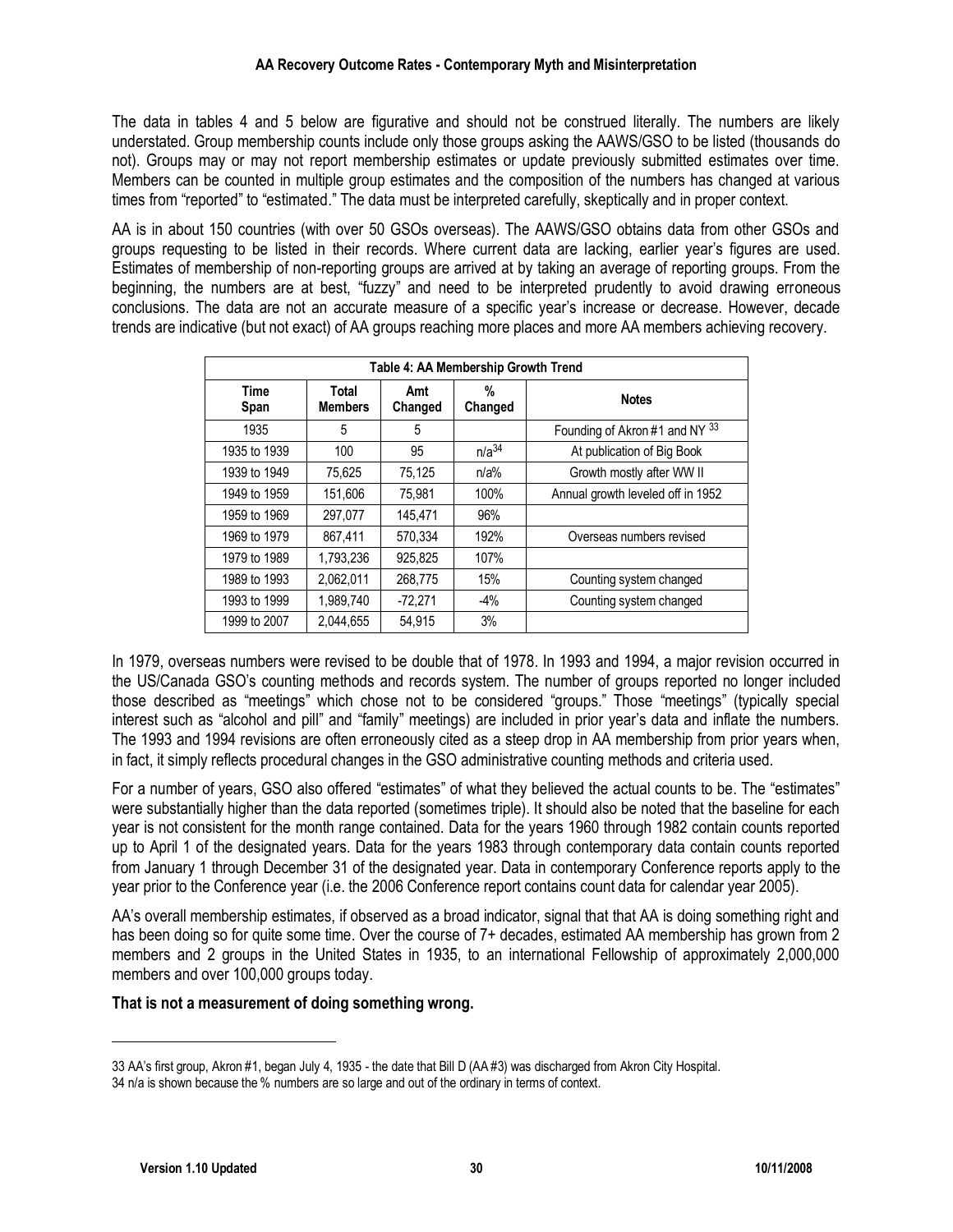The data in tables 4 and 5 below are figurative and should not be construed literally. The numbers are likely understated. Group membership counts include only those groups asking the AAWS/GSO to be listed (thousands do not). Groups may or may not report membership estimates or update previously submitted estimates over time. Members can be counted in multiple group estimates and the composition of the numbers has changed at various times from "reported" to "estimated." The data must be interpreted carefully, skeptically and in proper context.

AA is in about 150 countries (with over 50 GSOs overseas). The AAWS/GSO obtains data from other GSOs and groups requesting to be listed in their records. Where current data are lacking, earlier year's figures are used. Estimates of membership of non-reporting groups are arrived at by taking an average of reporting groups. From the beginning, the numbers are at best, "fuzzy" and need to be interpreted prudently to avoid drawing erroneous conclusions. The data are not an accurate measure of a specific year's increase or decrease. However, decade trends are indicative (but not exact) of AA groups reaching more places and more AA members achieving recovery.

**Table 4: AA Membership Growth Trend**

| Time Span | Total Members | Amt Changed | % Changed | Notes |
|---|---|---|---|---|
| 1935 | 5 | 5 | | Founding of Akron #1 and NY [33] |
| 1935 to 1939 | 100 | 95 | n/a[34] | At publication of Big Book |
| 1939 to 1949 | 75,625 | 75,125 | n/a% | Growth mostly after WW II |
| 1949 to 1959 | 151,606 | 75,981 | 100% | Annual growth leveled off in 1952 |
| 1959 to 1969 | 297,077 | 145,471 | 96% | |
| 1969 to 1979 | 867,411 | 570,334 | 192% | Overseas numbers revised |
| 1979 to 1989 | 1,793,236 | 925,825 | 107% | |
| 1989 to 1993 | 2,062,011 | 268,775 | 15% | Counting system changed |
| 1993 to 1999 | 1,989,740 | -72,271 | -4% | Counting system changed |
| 1999 to 2007 | 2,044,655 | 54,915 | 3% | |

In 1979, overseas numbers were revised to be double that of 1978. In 1993 and 1994, a major revision occurred in the US/Canada GSO's counting methods and records system. The number of groups reported no longer included those described as "meetings" which chose not to be considered "groups." Those "meetings" (typically special interest such as "alcohol and pill" and "family" meetings) are included in prior year's data and inflate the numbers. The 1993 and 1994 revisions are often erroneously cited as a steep drop in AA membership from prior years when, in fact, it simply reflects procedural changes in the GSO administrative counting methods and criteria used.

For a number of years, GSO also offered "estimates" of what they believed the actual counts to be. The "estimates" were substantially higher than the data reported (sometimes triple). It should also be noted that the baseline for each year is not consistent for the month range contained. Data for the years 1960 through 1982 contain counts reported up to April 1 of the designated years. Data for the years 1983 through contemporary data contain counts reported from January 1 through December 31 of the designated year. Data in contemporary Conference reports apply to the year prior to the Conference year (i.e. the 2006 Conference report contains count data for calendar year 2005).

AA's overall membership estimates, if observed as a broad indicator, signal that that AA is doing something right and has been doing so for quite some time. Over the course of 7+ decades, estimated AA membership has grown from 2 members and 2 groups in the United States in 1935, to an international Fellowship of approximately 2,000,000 members and over 100,000 groups today.

**That is not a measurement of doing something wrong.**

---

33 AA's first group, Akron #1, began July 4, 1935 - the date that Bill D (AA #3) was discharged from Akron City Hospital.

34 n/a is shown because the % numbers are so large and out of the ordinary in terms of context.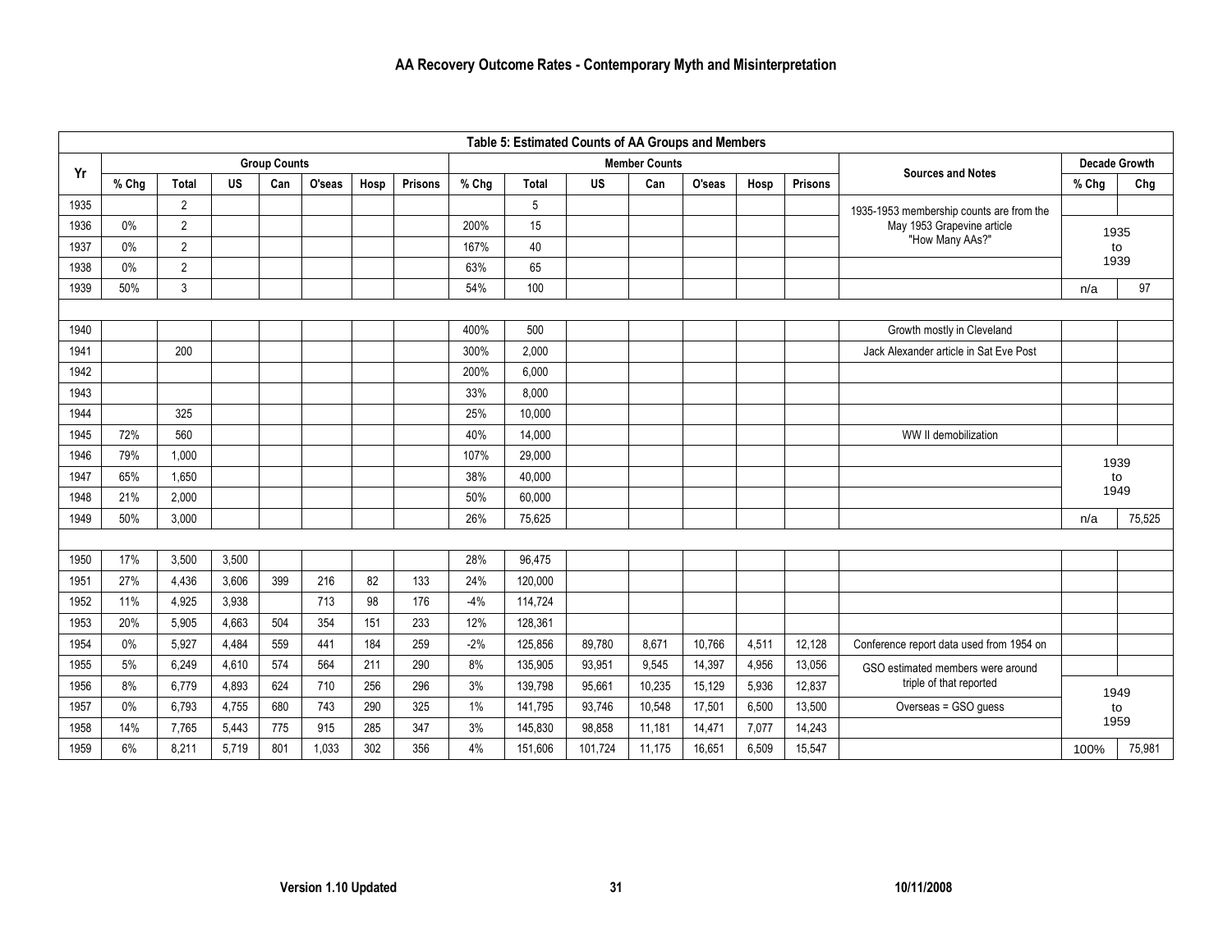| Yr | Group Counts | | | | | | | Member Counts | | | | | | | Sources and Notes | Decade Growth | |
|---|---|---|---|---|---|---|---|---|---|---|---|---|---|---|---|---|---|
| | % Chg | Total | US | Can | O'seas | Hosp | Prisons | % Chg | Total | US | Can | O'seas | Hosp | Prisons | | % Chg | Chg |
| 1935 | | 2 | | | | | | | 5 | | | | | | 1935-1953 membership counts are from the May 1953 Grapevine article "How Many AAs?" | | |
| 1936 | 0% | 2 | | | | | | 200% | 15 | | | | | | | | |
| 1937 | 0% | 2 | | | | | | 167% | 40 | | | | | | | 1935 to 1939 | |
| 1938 | 0% | 2 | | | | | | 63% | 65 | | | | | | | | |
| 1939 | 50% | 3 | | | | | | 54% | 100 | | | | | | | n/a | 97 |
| | | | | | | | | | | | | | | | | | |
| 1940 | | | | | | | | 400% | 500 | | | | | | Growth mostly in Cleveland | | |
| 1941 | | 200 | | | | | | 300% | 2,000 | | | | | | Jack Alexander article in Sat Eve Post | | |
| 1942 | | | | | | | | 200% | 6,000 | | | | | | | | |
| 1943 | | | | | | | | 33% | 8,000 | | | | | | | | |
| 1944 | | 325 | | | | | | 25% | 10,000 | | | | | | | | |
| 1945 | 72% | 560 | | | | | | 40% | 14,000 | | | | | | WW II demobilization | | |
| 1946 | 79% | 1,000 | | | | | | 107% | 29,000 | | | | | | | | |
| 1947 | 65% | 1,650 | | | | | | 38% | 40,000 | | | | | | | 1939 to 1949 | |
| 1948 | 21% | 2,000 | | | | | | 50% | 60,000 | | | | | | | | |
| 1949 | 50% | 3,000 | | | | | | 26% | 75,625 | | | | | | | n/a | 75,525 |
| | | | | | | | | | | | | | | | | | |
| 1950 | 17% | 3,500 | 3,500 | | | | | 28% | 96,475 | | | | | | | | |
| 1951 | 27% | 4,436 | 3,606 | 399 | 216 | 82 | 133 | 24% | 120,000 | | | | | | | | |
| 1952 | 11% | 4,925 | 3,938 | | 713 | 98 | 176 | -4% | 114,724 | | | | | | | | |
| 1953 | 20% | 5,905 | 4,663 | 504 | 354 | 151 | 233 | 12% | 128,361 | | | | | | | | |
| 1954 | 0% | 5,927 | 4,484 | 559 | 441 | 184 | 259 | -2% | 125,856 | 89,780 | 8,671 | 10,766 | 4,511 | 12,128 | Conference report data used from 1954 on | | |
| 1955 | 5% | 6,249 | 4,610 | 574 | 564 | 211 | 290 | 8% | 135,905 | 93,951 | 9,545 | 14,397 | 4,956 | 13,056 | GSO estimated members were around triple of that reported | | |
| 1956 | 8% | 6,779 | 4,893 | 624 | 710 | 256 | 296 | 3% | 139,798 | 95,661 | 10,235 | 15,129 | 5,936 | 12,837 | | | |
| 1957 | 0% | 6,793 | 4,755 | 680 | 743 | 290 | 325 | 1% | 141,795 | 93,746 | 10,548 | 17,501 | 6,500 | 13,500 | Overseas = GSO guess | 1949 to 1959 | |
| 1958 | 14% | 7,765 | 5,443 | 775 | 915 | 285 | 347 | 3% | 145,830 | 98,858 | 11,181 | 14,471 | 7,077 | 14,243 | | | |
| 1959 | 6% | 8,211 | 5,719 | 801 | 1,033 | 302 | 356 | 4% | 151,606 | 101,724 | 11,175 | 16,651 | 6,509 | 15,547 | | 100% | 75,981 |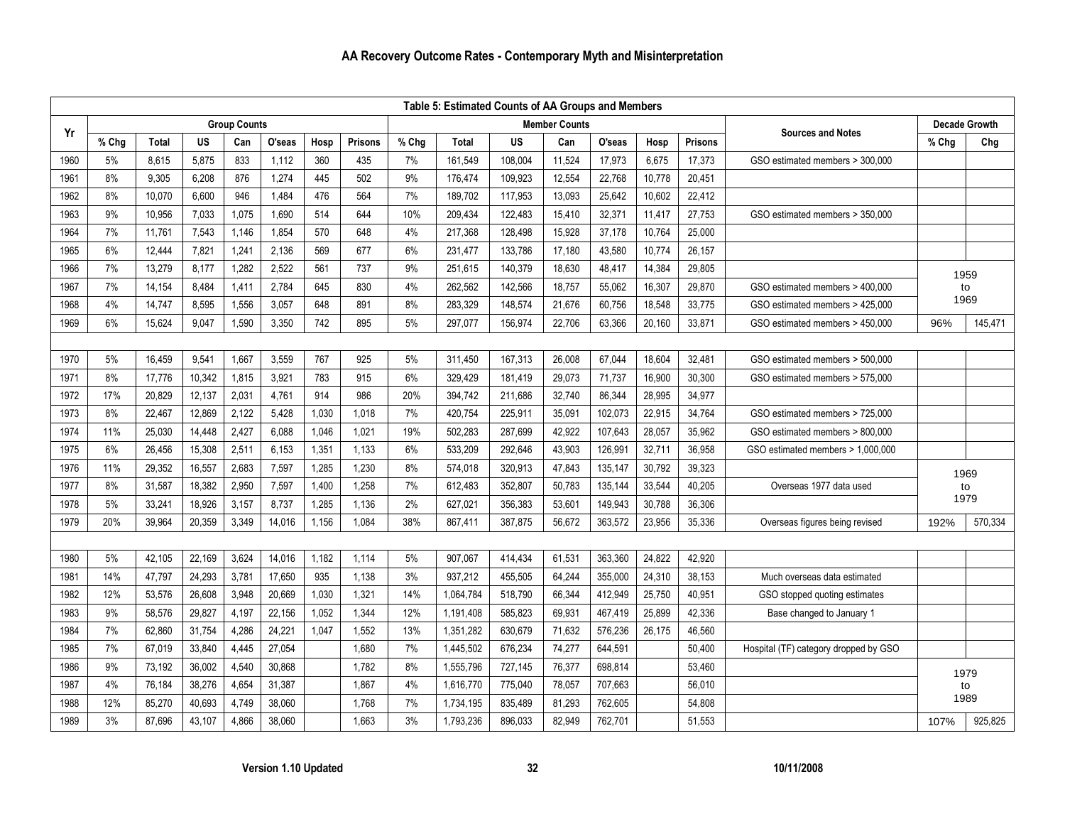## Table 5: Estimated Counts of AA Groups and Members

| Yr | Group Counts | | | | | | | Member Counts | | | | | | | Sources and Notes | Decade Growth | |
|---|---|---|---|---|---|---|---|---|---|---|---|---|---|---|---|---|---|
| | % Chg | Total | US | Can | O'seas | Hosp | Prisons | % Chg | Total | US | Can | O'seas | Hosp | Prisons | | % Chg | Chg |
| 1960 | 5% | 8,615 | 5,875 | 833 | 1,112 | 360 | 435 | 7% | 161,549 | 108,004 | 11,524 | 17,973 | 6,675 | 17,373 | GSO estimated members > 300,000 | | |
| 1961 | 8% | 9,305 | 6,208 | 876 | 1,274 | 445 | 502 | 9% | 176,474 | 109,923 | 12,554 | 22,768 | 10,778 | 20,451 | | | |
| 1962 | 8% | 10,070 | 6,600 | 946 | 1,484 | 476 | 564 | 7% | 189,702 | 117,953 | 13,093 | 25,642 | 10,602 | 22,412 | | | |
| 1963 | 9% | 10,956 | 7,033 | 1,075 | 1,690 | 514 | 644 | 10% | 209,434 | 122,483 | 15,410 | 32,371 | 11,417 | 27,753 | GSO estimated members > 350,000 | | |
| 1964 | 7% | 11,761 | 7,543 | 1,146 | 1,854 | 570 | 648 | 4% | 217,368 | 128,498 | 15,928 | 37,178 | 10,764 | 25,000 | | | |
| 1965 | 6% | 12,444 | 7,821 | 1,241 | 2,136 | 569 | 677 | 6% | 231,477 | 133,786 | 17,180 | 43,580 | 10,774 | 26,157 | | | |
| 1966 | 7% | 13,279 | 8,177 | 1,282 | 2,522 | 561 | 737 | 9% | 251,615 | 140,379 | 18,630 | 48,417 | 14,384 | 29,805 | | 1959 to 1969 | |
| 1967 | 7% | 14,154 | 8,484 | 1,411 | 2,784 | 645 | 830 | 4% | 262,562 | 142,566 | 18,757 | 55,062 | 16,307 | 29,870 | GSO estimated members > 400,000 | | |
| 1968 | 4% | 14,747 | 8,595 | 1,556 | 3,057 | 648 | 891 | 8% | 283,329 | 148,574 | 21,676 | 60,756 | 18,548 | 33,775 | GSO estimated members > 425,000 | | |
| 1969 | 6% | 15,624 | 9,047 | 1,590 | 3,350 | 742 | 895 | 5% | 297,077 | 156,974 | 22,706 | 63,366 | 20,160 | 33,871 | GSO estimated members > 450,000 | 96% | 145,471 |
| | | | | | | | | | | | | | | | | | |
| 1970 | 5% | 16,459 | 9,541 | 1,667 | 3,559 | 767 | 925 | 5% | 311,450 | 167,313 | 26,008 | 67,044 | 18,604 | 32,481 | GSO estimated members > 500,000 | | |
| 1971 | 8% | 17,776 | 10,342 | 1,815 | 3,921 | 783 | 915 | 6% | 329,429 | 181,419 | 29,073 | 71,737 | 16,900 | 30,300 | GSO estimated members > 575,000 | | |
| 1972 | 17% | 20,829 | 12,137 | 2,031 | 4,761 | 914 | 986 | 20% | 394,742 | 211,686 | 32,740 | 86,344 | 28,995 | 34,977 | | | |
| 1973 | 8% | 22,467 | 12,869 | 2,122 | 5,428 | 1,030 | 1,018 | 7% | 420,754 | 225,911 | 35,091 | 102,073 | 22,915 | 34,764 | GSO estimated members > 725,000 | | |
| 1974 | 11% | 25,030 | 14,448 | 2,427 | 6,088 | 1,046 | 1,021 | 19% | 502,283 | 287,699 | 42,922 | 107,643 | 28,057 | 35,962 | GSO estimated members > 800,000 | | |
| 1975 | 6% | 26,456 | 15,308 | 2,511 | 6,153 | 1,351 | 1,133 | 6% | 533,209 | 292,646 | 43,903 | 126,991 | 32,711 | 36,958 | GSO estimated members > 1,000,000 | | |
| 1976 | 11% | 29,352 | 16,557 | 2,683 | 7,597 | 1,285 | 1,230 | 8% | 574,018 | 320,913 | 47,843 | 135,147 | 30,792 | 39,323 | | 1969 to 1979 | |
| 1977 | 8% | 31,587 | 18,382 | 2,950 | 7,597 | 1,400 | 1,258 | 7% | 612,483 | 352,807 | 50,783 | 135,144 | 33,544 | 40,205 | Overseas 1977 data used | | |
| 1978 | 5% | 33,241 | 18,926 | 3,157 | 8,737 | 1,285 | 1,136 | 2% | 627,021 | 356,383 | 53,601 | 149,943 | 30,788 | 36,306 | | | |
| 1979 | 20% | 39,964 | 20,359 | 3,349 | 14,016 | 1,156 | 1,084 | 38% | 867,411 | 387,875 | 56,672 | 363,572 | 23,956 | 35,336 | Overseas figures being revised | 192% | 570,334 |
| | | | | | | | | | | | | | | | | | |
| 1980 | 5% | 42,105 | 22,169 | 3,624 | 14,016 | 1,182 | 1,114 | 5% | 907,067 | 414,434 | 61,531 | 363,360 | 24,822 | 42,920 | | | |
| 1981 | 14% | 47,797 | 24,293 | 3,781 | 17,650 | 935 | 1,138 | 3% | 937,212 | 455,505 | 64,244 | 355,000 | 24,310 | 38,153 | Much overseas data estimated | | |
| 1982 | 12% | 53,576 | 26,608 | 3,948 | 20,669 | 1,030 | 1,321 | 14% | 1,064,784 | 518,790 | 66,344 | 412,949 | 25,750 | 40,951 | GSO stopped quoting estimates | | |
| 1983 | 9% | 58,576 | 29,827 | 4,197 | 22,156 | 1,052 | 1,344 | 12% | 1,191,408 | 585,823 | 69,931 | 467,419 | 25,899 | 42,336 | Base changed to January 1 | | |
| 1984 | 7% | 62,860 | 31,754 | 4,286 | 24,221 | 1,047 | 1,552 | 13% | 1,351,282 | 630,679 | 71,632 | 576,236 | 26,175 | 46,560 | | | |
| 1985 | 7% | 67,019 | 33,840 | 4,445 | 27,054 | | 1,680 | 7% | 1,445,502 | 676,234 | 74,277 | 644,591 | | 50,400 | Hospital (TF) category dropped by GSO | | |
| 1986 | 9% | 73,192 | 36,002 | 4,540 | 30,868 | | 1,782 | 8% | 1,555,796 | 727,145 | 76,377 | 698,814 | | 53,460 | | 1979 to 1989 | |
| 1987 | 4% | 76,184 | 38,276 | 4,654 | 31,387 | | 1,867 | 4% | 1,616,770 | 775,040 | 78,057 | 707,663 | | 56,010 | | | |
| 1988 | 12% | 85,270 | 40,693 | 4,749 | 38,060 | | 1,768 | 7% | 1,734,195 | 835,489 | 81,293 | 762,605 | | 54,808 | | | |
| 1989 | 3% | 87,696 | 43,107 | 4,866 | 38,060 | | 1,663 | 3% | 1,793,236 | 896,033 | 82,949 | 762,701 | | 51,553 | | 107% | 925,825 |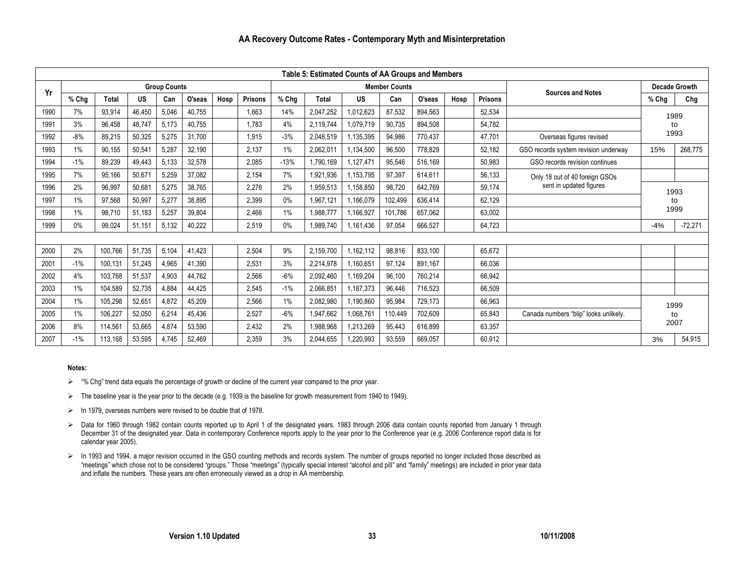| Table 5: Estimated Counts of AA Groups and Members | | | | | | | | | | | | | | | | | | |
|---|---|---|---|---|---|---|---|---|---|---|---|---|---|---|---|---|---|---|
| Yr | Group Counts | | | | | | | Member Counts | | | | | | | Sources and Notes | Decade Growth | |
| | % Chg | Total | US | Can | O'seas | Hosp | Prisons | % Chg | Total | US | Can | O'seas | Hosp | Prisons | | % Chg | Chg |
| 1990 | 7% | 93,914 | 46,450 | 5,046 | 40,755 | | 1,663 | 14% | 2,047,252 | 1,012,623 | 87,532 | 894,563 | | 52,534 | | 1989 to 1993 | |
| 1991 | 3% | 96,458 | 48,747 | 5,173 | 40,755 | | 1,783 | 4% | 2,119,744 | 1,079,719 | 90,735 | 894,508 | | 54,782 | | | |
| 1992 | -8% | 89,215 | 50,325 | 5,275 | 31,700 | | 1,915 | -3% | 2,048,519 | 1,135,395 | 94,986 | 770,437 | | 47,701 | Overseas figures revised | | |
| 1993 | 1% | 90,155 | 50,541 | 5,287 | 32,190 | | 2,137 | 1% | 2,062,011 | 1,134,500 | 96,500 | 778,829 | | 52,182 | GSO records system revision underway | 15% | 268,775 |
| 1994 | -1% | 89,239 | 49,443 | 5,133 | 32,578 | | 2,085 | -13% | 1,790,169 | 1,127,471 | 95,546 | 516,169 | | 50,983 | GSO records revision continues | | |
| 1995 | 7% | 95,166 | 50,671 | 5,259 | 37,082 | | 2,154 | 7% | 1,921,936 | 1,153,795 | 97,397 | 614,611 | | 56,133 | Only 18 out of 40 foreign GSOs sent in updated figures | | |
| 1996 | 2% | 96,997 | 50,681 | 5,275 | 38,765 | | 2,276 | 2% | 1,959,513 | 1,158,850 | 98,720 | 642,769 | | 59,174 | | 1993 to 1999 | |
| 1997 | 1% | 97,568 | 50,997 | 5,277 | 38,895 | | 2,399 | 0% | 1,967,121 | 1,166,079 | 102,499 | 636,414 | | 62,129 | | | |
| 1998 | 1% | 98,710 | 51,183 | 5,257 | 39,804 | | 2,466 | 1% | 1,988,777 | 1,166,927 | 101,786 | 657,062 | | 63,002 | | | |
| 1999 | 0% | 99,024 | 51,151 | 5,132 | 40,222 | | 2,519 | 0% | 1,989,740 | 1,161,436 | 97,054 | 666,527 | | 64,723 | | -4% | -72,271 |
| | | | | | | | | | | | | | | | | | |
| 2000 | 2% | 100,766 | 51,735 | 5,104 | 41,423 | | 2,504 | 9% | 2,159,700 | 1,162,112 | 98,816 | 833,100 | | 65,672 | | | |
| 2001 | -1% | 100,131 | 51,245 | 4,965 | 41,390 | | 2,531 | 3% | 2,214,978 | 1,160,651 | 97,124 | 891,167 | | 66,036 | | | |
| 2002 | 4% | 103,768 | 51,537 | 4,903 | 44,762 | | 2,566 | -6% | 2,092,460 | 1,169,204 | 96,100 | 760,214 | | 66,942 | | | |
| 2003 | 1% | 104,589 | 52,735 | 4,884 | 44,425 | | 2,545 | -1% | 2,066,851 | 1,187,373 | 96,446 | 716,523 | | 66,509 | | | |
| 2004 | 1% | 105,298 | 52,651 | 4,872 | 45,209 | | 2,566 | 1% | 2,082,980 | 1,190,860 | 95,984 | 729,173 | | 66,963 | | 1999 to 2007 | |
| 2005 | 1% | 106,227 | 52,050 | 6,214 | 45,436 | | 2,527 | -6% | 1,947,662 | 1,068,761 | 110,449 | 702,609 | | 65,843 | Canada numbers "blip" looks unlikely. | | |
| 2006 | 8% | 114,561 | 53,665 | 4,874 | 53,590 | | 2,432 | 2% | 1,988,968 | 1,213,269 | 95,443 | 616,899 | | 63,357 | | | |
| 2007 | -1% | 113,168 | 53,595 | 4,745 | 52,469 | | 2,359 | 3% | 2,044,655 | 1,220,993 | 93,559 | 669,057 | | 60,912 | | 3% | 54,915 |

**Notes:**

- "% Chg" trend data equals the percentage of growth or decline of the current year compared to the prior year.
- The baseline year is the year prior to the decade (e.g. 1939 is the baseline for growth measurement from 1940 to 1949).
- In 1979, overseas numbers were revised to be double that of 1978.
- Data for 1960 through 1982 contain counts reported up to April 1 of the designated years. 1983 through 2006 data contain counts reported from January 1 through December 31 of the designated year. Data in contemporary Conference reports apply to the year prior to the Conference year (e.g. 2006 Conference report data is for calendar year 2005).
- In 1993 and 1994, a major revision occurred in the GSO counting methods and records system. The number of groups reported no longer included those described as "meetings" which chose not to be considered "groups." Those "meetings" (typically special interest "alcohol and pill" and "family" meetings) are included in prior year data and inflate the numbers. These years are often erroneously viewed as a drop in AA membership.